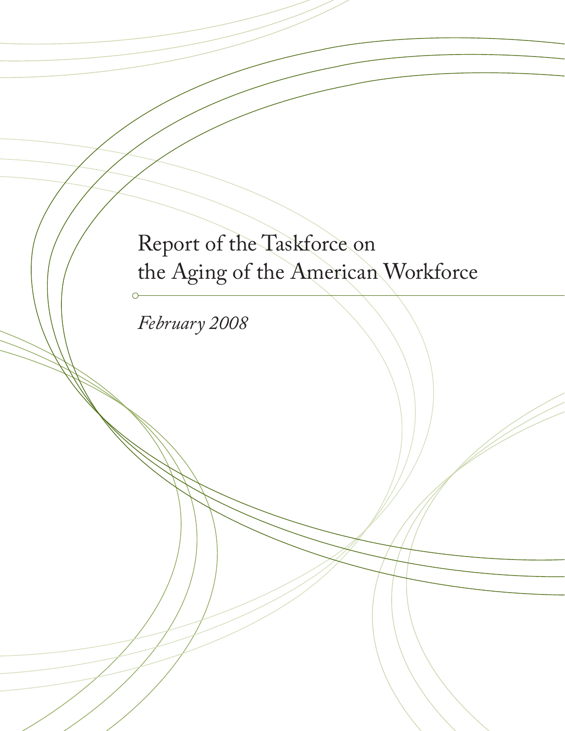# Report of the Taskforce on the Aging of the American Workforce

*February 2008*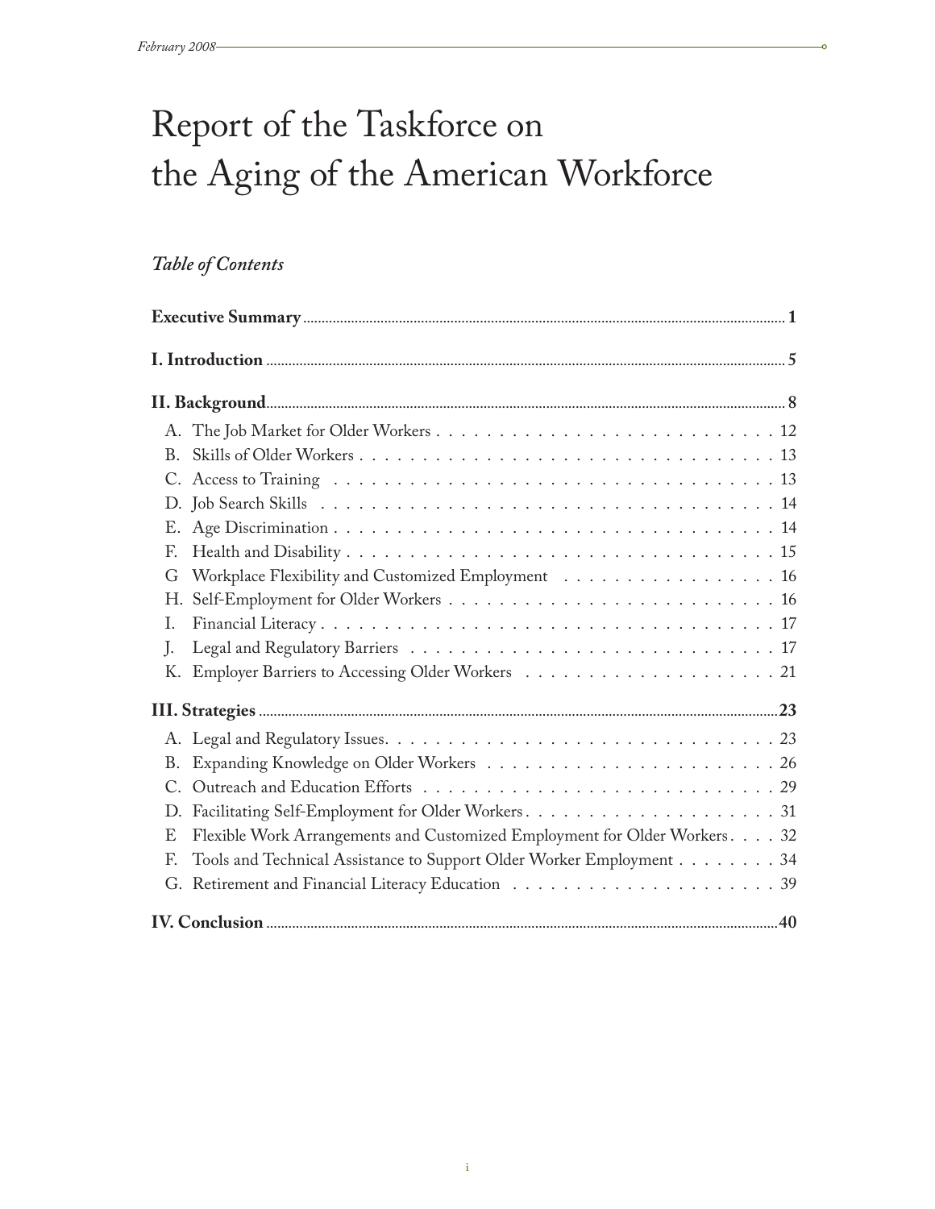# Report of the Taskforce on the Aging of the American Workforce

*Table of Contents*

**Executive Summary** .......... **1**

**I. Introduction** .......... **5**

**II. Background** .......... **8**

- A. The Job Market for Older Workers . . . . . 12
- B. Skills of Older Workers . . . . . 13
- C. Access to Training . . . . . 13
- D. Job Search Skills . . . . . 14
- E. Age Discrimination . . . . . 14
- F. Health and Disability . . . . . 15
- G Workplace Flexibility and Customized Employment . . . . . 16
- H. Self-Employment for Older Workers . . . . . 16
- I. Financial Literacy . . . . . 17
- J. Legal and Regulatory Barriers . . . . . 17
- K. Employer Barriers to Accessing Older Workers . . . . . 21

**III. Strategies** .......... **23**

- A. Legal and Regulatory Issues. . . . . . 23
- B. Expanding Knowledge on Older Workers . . . . . 26
- C. Outreach and Education Efforts . . . . . 29
- D. Facilitating Self-Employment for Older Workers. . . . . . 31
- E Flexible Work Arrangements and Customized Employment for Older Workers. . . . . 32
- F. Tools and Technical Assistance to Support Older Worker Employment . . . . . 34
- G. Retirement and Financial Literacy Education . . . . . 39

**IV. Conclusion** .......... **40**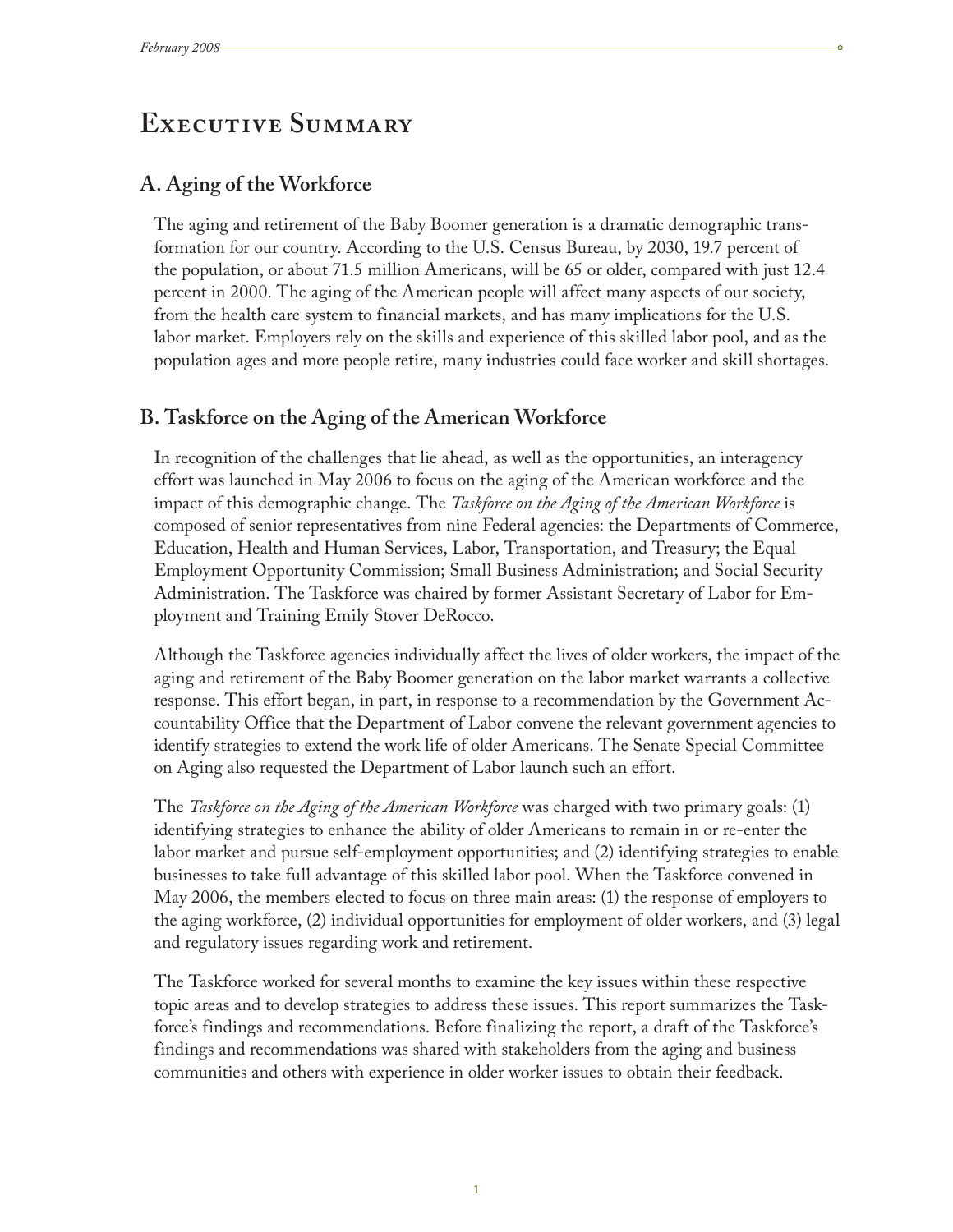# Executive Summary

## A. Aging of the Workforce

The aging and retirement of the Baby Boomer generation is a dramatic demographic transformation for our country. According to the U.S. Census Bureau, by 2030, 19.7 percent of the population, or about 71.5 million Americans, will be 65 or older, compared with just 12.4 percent in 2000. The aging of the American people will affect many aspects of our society, from the health care system to financial markets, and has many implications for the U.S. labor market. Employers rely on the skills and experience of this skilled labor pool, and as the population ages and more people retire, many industries could face worker and skill shortages.

## B. Taskforce on the Aging of the American Workforce

In recognition of the challenges that lie ahead, as well as the opportunities, an interagency effort was launched in May 2006 to focus on the aging of the American workforce and the impact of this demographic change. The *Taskforce on the Aging of the American Workforce* is composed of senior representatives from nine Federal agencies: the Departments of Commerce, Education, Health and Human Services, Labor, Transportation, and Treasury; the Equal Employment Opportunity Commission; Small Business Administration; and Social Security Administration. The Taskforce was chaired by former Assistant Secretary of Labor for Employment and Training Emily Stover DeRocco.

Although the Taskforce agencies individually affect the lives of older workers, the impact of the aging and retirement of the Baby Boomer generation on the labor market warrants a collective response. This effort began, in part, in response to a recommendation by the Government Accountability Office that the Department of Labor convene the relevant government agencies to identify strategies to extend the work life of older Americans. The Senate Special Committee on Aging also requested the Department of Labor launch such an effort.

The *Taskforce on the Aging of the American Workforce* was charged with two primary goals: (1) identifying strategies to enhance the ability of older Americans to remain in or re-enter the labor market and pursue self-employment opportunities; and (2) identifying strategies to enable businesses to take full advantage of this skilled labor pool. When the Taskforce convened in May 2006, the members elected to focus on three main areas: (1) the response of employers to the aging workforce, (2) individual opportunities for employment of older workers, and (3) legal and regulatory issues regarding work and retirement.

The Taskforce worked for several months to examine the key issues within these respective topic areas and to develop strategies to address these issues. This report summarizes the Taskforce's findings and recommendations. Before finalizing the report, a draft of the Taskforce's findings and recommendations was shared with stakeholders from the aging and business communities and others with experience in older worker issues to obtain their feedback.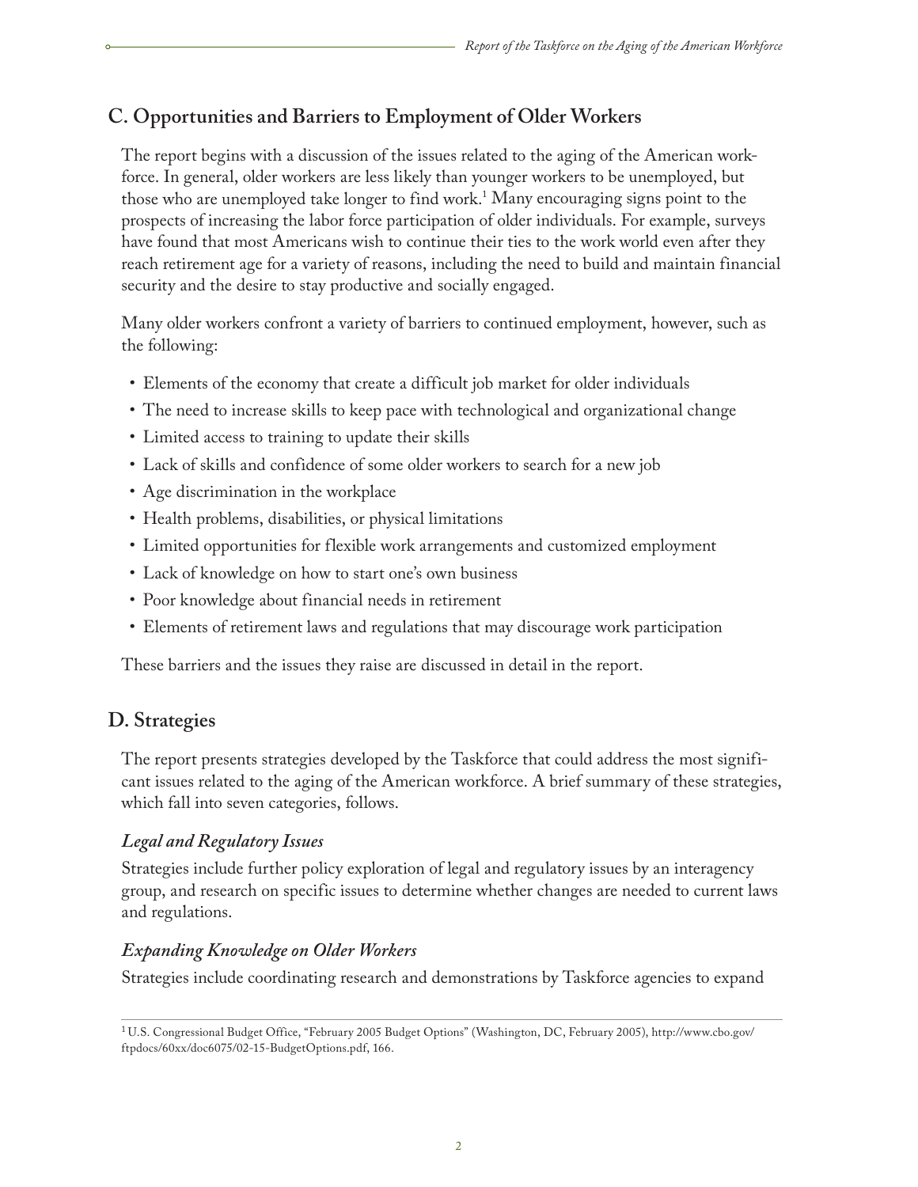## C. Opportunities and Barriers to Employment of Older Workers

The report begins with a discussion of the issues related to the aging of the American workforce. In general, older workers are less likely than younger workers to be unemployed, but those who are unemployed take longer to find work.[1] Many encouraging signs point to the prospects of increasing the labor force participation of older individuals. For example, surveys have found that most Americans wish to continue their ties to the work world even after they reach retirement age for a variety of reasons, including the need to build and maintain financial security and the desire to stay productive and socially engaged.

Many older workers confront a variety of barriers to continued employment, however, such as the following:

- Elements of the economy that create a difficult job market for older individuals
- The need to increase skills to keep pace with technological and organizational change
- Limited access to training to update their skills
- Lack of skills and confidence of some older workers to search for a new job
- Age discrimination in the workplace
- Health problems, disabilities, or physical limitations
- Limited opportunities for flexible work arrangements and customized employment
- Lack of knowledge on how to start one's own business
- Poor knowledge about financial needs in retirement
- Elements of retirement laws and regulations that may discourage work participation

These barriers and the issues they raise are discussed in detail in the report.

## D. Strategies

The report presents strategies developed by the Taskforce that could address the most significant issues related to the aging of the American workforce. A brief summary of these strategies, which fall into seven categories, follows.

### *Legal and Regulatory Issues*

Strategies include further policy exploration of legal and regulatory issues by an interagency group, and research on specific issues to determine whether changes are needed to current laws and regulations.

### *Expanding Knowledge on Older Workers*

Strategies include coordinating research and demonstrations by Taskforce agencies to expand

[1] U.S. Congressional Budget Office, "February 2005 Budget Options" (Washington, DC, February 2005), http://www.cbo.gov/ftpdocs/60xx/doc6075/02-15-BudgetOptions.pdf, 166.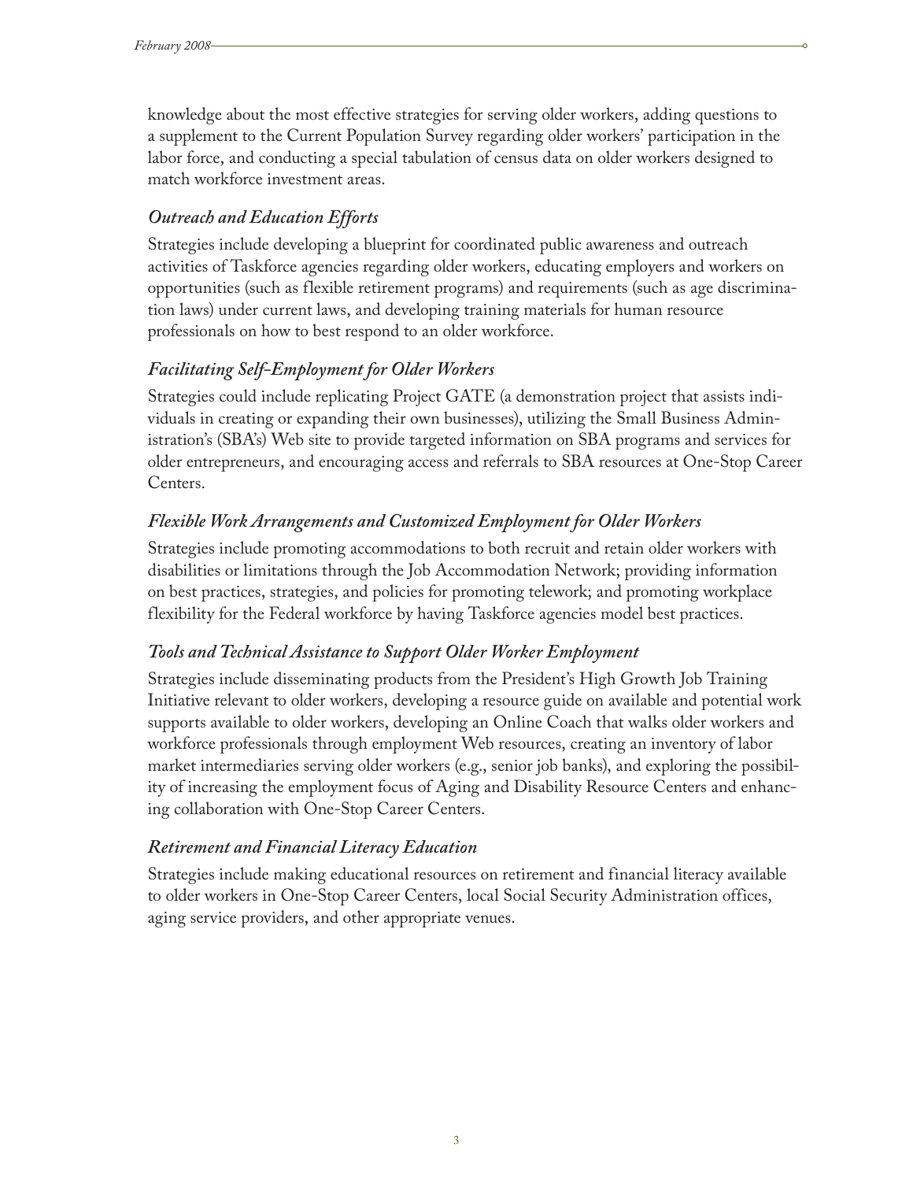knowledge about the most effective strategies for serving older workers, adding questions to a supplement to the Current Population Survey regarding older workers' participation in the labor force, and conducting a special tabulation of census data on older workers designed to match workforce investment areas.

### *Outreach and Education Efforts*

Strategies include developing a blueprint for coordinated public awareness and outreach activities of Taskforce agencies regarding older workers, educating employers and workers on opportunities (such as flexible retirement programs) and requirements (such as age discrimination laws) under current laws, and developing training materials for human resource professionals on how to best respond to an older workforce.

### *Facilitating Self-Employment for Older Workers*

Strategies could include replicating Project GATE (a demonstration project that assists individuals in creating or expanding their own businesses), utilizing the Small Business Administration's (SBA's) Web site to provide targeted information on SBA programs and services for older entrepreneurs, and encouraging access and referrals to SBA resources at One-Stop Career Centers.

### *Flexible Work Arrangements and Customized Employment for Older Workers*

Strategies include promoting accommodations to both recruit and retain older workers with disabilities or limitations through the Job Accommodation Network; providing information on best practices, strategies, and policies for promoting telework; and promoting workplace flexibility for the Federal workforce by having Taskforce agencies model best practices.

### *Tools and Technical Assistance to Support Older Worker Employment*

Strategies include disseminating products from the President's High Growth Job Training Initiative relevant to older workers, developing a resource guide on available and potential work supports available to older workers, developing an Online Coach that walks older workers and workforce professionals through employment Web resources, creating an inventory of labor market intermediaries serving older workers (e.g., senior job banks), and exploring the possibility of increasing the employment focus of Aging and Disability Resource Centers and enhancing collaboration with One-Stop Career Centers.

### *Retirement and Financial Literacy Education*

Strategies include making educational resources on retirement and financial literacy available to older workers in One-Stop Career Centers, local Social Security Administration offices, aging service providers, and other appropriate venues.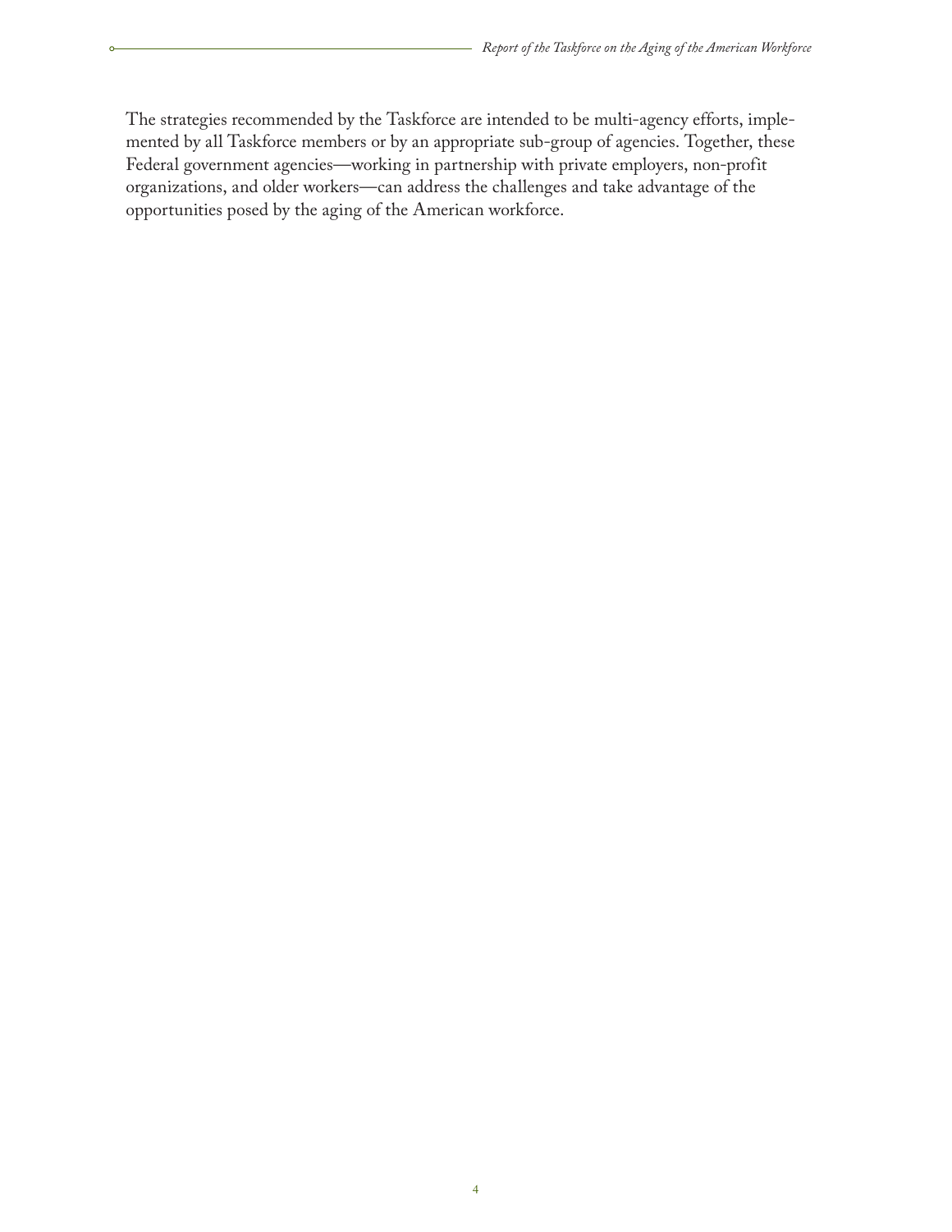The strategies recommended by the Taskforce are intended to be multi-agency efforts, implemented by all Taskforce members or by an appropriate sub-group of agencies. Together, these Federal government agencies—working in partnership with private employers, non-profit organizations, and older workers—can address the challenges and take advantage of the opportunities posed by the aging of the American workforce.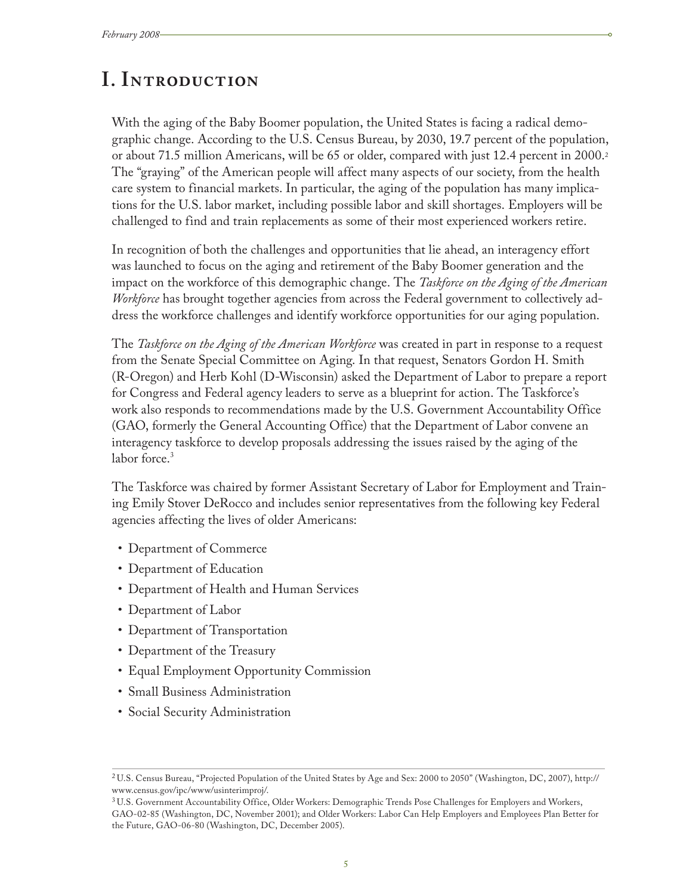# I. Introduction

With the aging of the Baby Boomer population, the United States is facing a radical demographic change. According to the U.S. Census Bureau, by 2030, 19.7 percent of the population, or about 71.5 million Americans, will be 65 or older, compared with just 12.4 percent in 2000.[2] The "graying" of the American people will affect many aspects of our society, from the health care system to financial markets. In particular, the aging of the population has many implications for the U.S. labor market, including possible labor and skill shortages. Employers will be challenged to find and train replacements as some of their most experienced workers retire.

In recognition of both the challenges and opportunities that lie ahead, an interagency effort was launched to focus on the aging and retirement of the Baby Boomer generation and the impact on the workforce of this demographic change. The *Taskforce on the Aging of the American Workforce* has brought together agencies from across the Federal government to collectively address the workforce challenges and identify workforce opportunities for our aging population.

The *Taskforce on the Aging of the American Workforce* was created in part in response to a request from the Senate Special Committee on Aging. In that request, Senators Gordon H. Smith (R-Oregon) and Herb Kohl (D-Wisconsin) asked the Department of Labor to prepare a report for Congress and Federal agency leaders to serve as a blueprint for action. The Taskforce's work also responds to recommendations made by the U.S. Government Accountability Office (GAO, formerly the General Accounting Office) that the Department of Labor convene an interagency taskforce to develop proposals addressing the issues raised by the aging of the labor force.[3]

The Taskforce was chaired by former Assistant Secretary of Labor for Employment and Training Emily Stover DeRocco and includes senior representatives from the following key Federal agencies affecting the lives of older Americans:

- Department of Commerce
- Department of Education
- Department of Health and Human Services
- Department of Labor
- Department of Transportation
- Department of the Treasury
- Equal Employment Opportunity Commission
- Small Business Administration
- Social Security Administration

---

[2] U.S. Census Bureau, "Projected Population of the United States by Age and Sex: 2000 to 2050" (Washington, DC, 2007), http://www.census.gov/ipc/www/usinterimproj/.

[3] U.S. Government Accountability Office, Older Workers: Demographic Trends Pose Challenges for Employers and Workers, GAO-02-85 (Washington, DC, November 2001); and Older Workers: Labor Can Help Employers and Employees Plan Better for the Future, GAO-06-80 (Washington, DC, December 2005).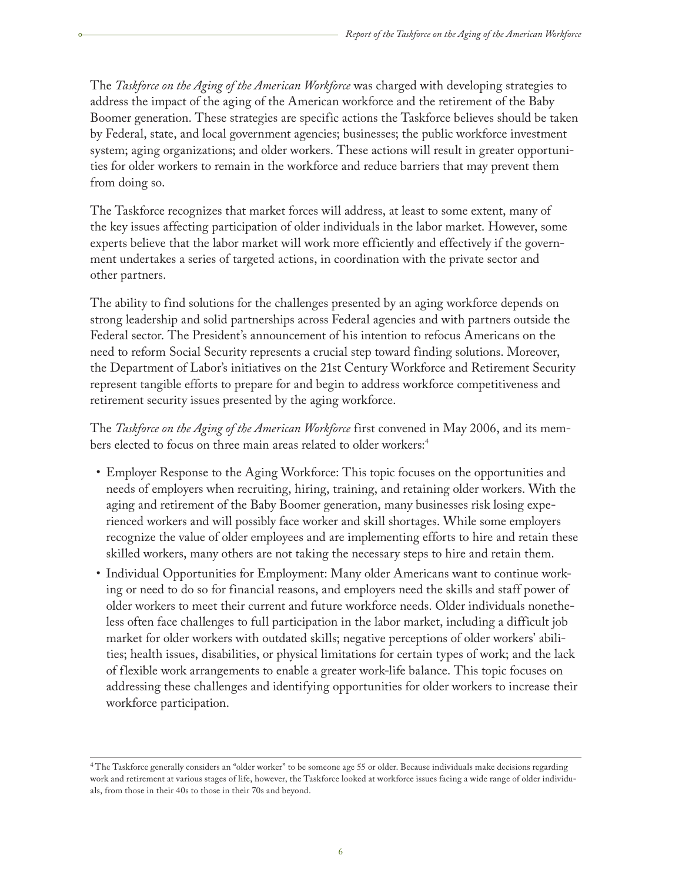The *Taskforce on the Aging of the American Workforce* was charged with developing strategies to address the impact of the aging of the American workforce and the retirement of the Baby Boomer generation. These strategies are specific actions the Taskforce believes should be taken by Federal, state, and local government agencies; businesses; the public workforce investment system; aging organizations; and older workers. These actions will result in greater opportunities for older workers to remain in the workforce and reduce barriers that may prevent them from doing so.

The Taskforce recognizes that market forces will address, at least to some extent, many of the key issues affecting participation of older individuals in the labor market. However, some experts believe that the labor market will work more efficiently and effectively if the government undertakes a series of targeted actions, in coordination with the private sector and other partners.

The ability to find solutions for the challenges presented by an aging workforce depends on strong leadership and solid partnerships across Federal agencies and with partners outside the Federal sector. The President's announcement of his intention to refocus Americans on the need to reform Social Security represents a crucial step toward finding solutions. Moreover, the Department of Labor's initiatives on the 21st Century Workforce and Retirement Security represent tangible efforts to prepare for and begin to address workforce competitiveness and retirement security issues presented by the aging workforce.

The *Taskforce on the Aging of the American Workforce* first convened in May 2006, and its members elected to focus on three main areas related to older workers:[4]

- Employer Response to the Aging Workforce: This topic focuses on the opportunities and needs of employers when recruiting, hiring, training, and retaining older workers. With the aging and retirement of the Baby Boomer generation, many businesses risk losing experienced workers and will possibly face worker and skill shortages. While some employers recognize the value of older employees and are implementing efforts to hire and retain these skilled workers, many others are not taking the necessary steps to hire and retain them.
- Individual Opportunities for Employment: Many older Americans want to continue working or need to do so for financial reasons, and employers need the skills and staff power of older workers to meet their current and future workforce needs. Older individuals nonetheless often face challenges to full participation in the labor market, including a difficult job market for older workers with outdated skills; negative perceptions of older workers' abilities; health issues, disabilities, or physical limitations for certain types of work; and the lack of flexible work arrangements to enable a greater work-life balance. This topic focuses on addressing these challenges and identifying opportunities for older workers to increase their workforce participation.

[4] The Taskforce generally considers an "older worker" to be someone age 55 or older. Because individuals make decisions regarding work and retirement at various stages of life, however, the Taskforce looked at workforce issues facing a wide range of older individuals, from those in their 40s to those in their 70s and beyond.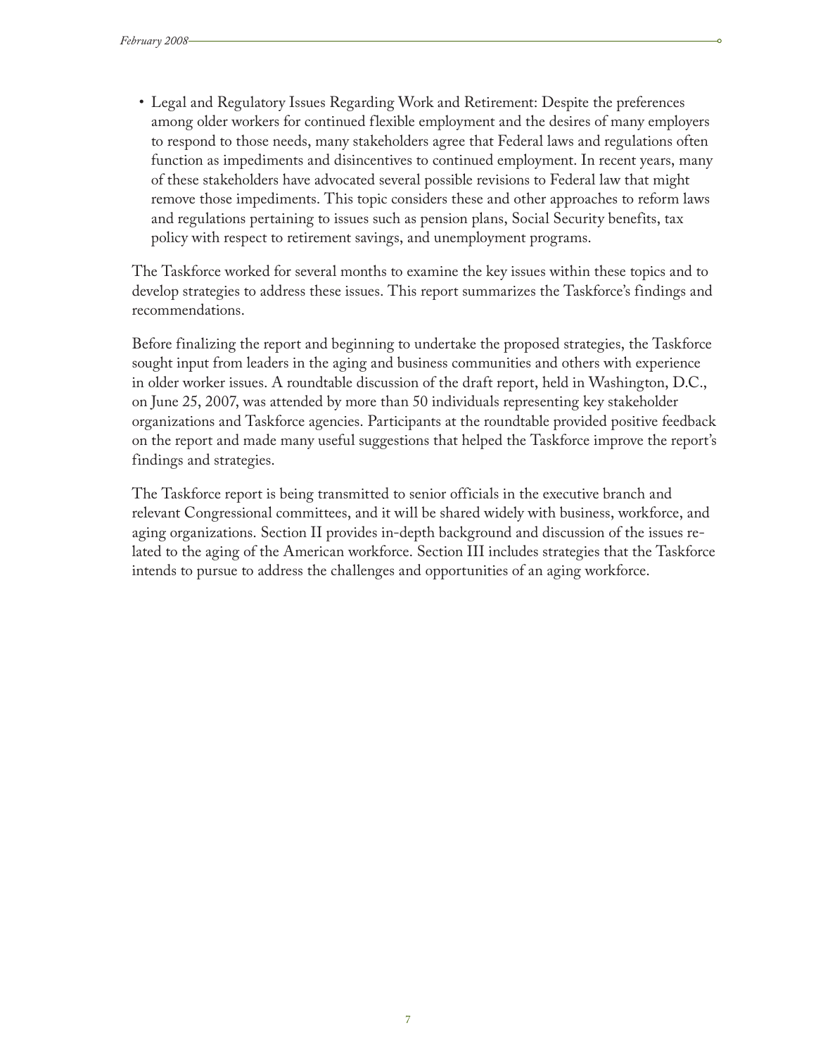- Legal and Regulatory Issues Regarding Work and Retirement: Despite the preferences among older workers for continued flexible employment and the desires of many employers to respond to those needs, many stakeholders agree that Federal laws and regulations often function as impediments and disincentives to continued employment. In recent years, many of these stakeholders have advocated several possible revisions to Federal law that might remove those impediments. This topic considers these and other approaches to reform laws and regulations pertaining to issues such as pension plans, Social Security benefits, tax policy with respect to retirement savings, and unemployment programs.

The Taskforce worked for several months to examine the key issues within these topics and to develop strategies to address these issues. This report summarizes the Taskforce's findings and recommendations.

Before finalizing the report and beginning to undertake the proposed strategies, the Taskforce sought input from leaders in the aging and business communities and others with experience in older worker issues. A roundtable discussion of the draft report, held in Washington, D.C., on June 25, 2007, was attended by more than 50 individuals representing key stakeholder organizations and Taskforce agencies. Participants at the roundtable provided positive feedback on the report and made many useful suggestions that helped the Taskforce improve the report's findings and strategies.

The Taskforce report is being transmitted to senior officials in the executive branch and relevant Congressional committees, and it will be shared widely with business, workforce, and aging organizations. Section II provides in-depth background and discussion of the issues related to the aging of the American workforce. Section III includes strategies that the Taskforce intends to pursue to address the challenges and opportunities of an aging workforce.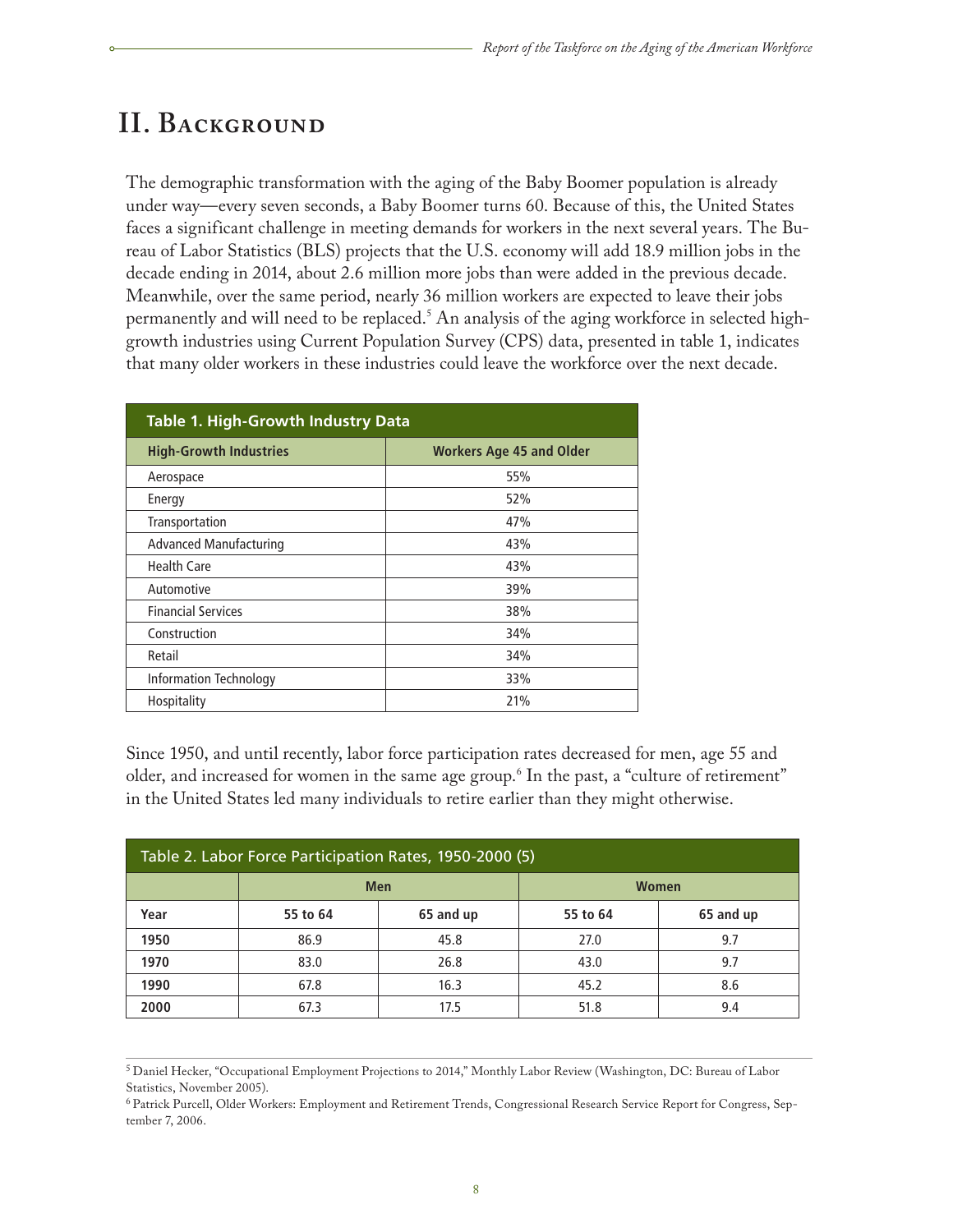## II. Background

The demographic transformation with the aging of the Baby Boomer population is already under way—every seven seconds, a Baby Boomer turns 60. Because of this, the United States faces a significant challenge in meeting demands for workers in the next several years. The Bureau of Labor Statistics (BLS) projects that the U.S. economy will add 18.9 million jobs in the decade ending in 2014, about 2.6 million more jobs than were added in the previous decade. Meanwhile, over the same period, nearly 36 million workers are expected to leave their jobs permanently and will need to be replaced.[5] An analysis of the aging workforce in selected high-growth industries using Current Population Survey (CPS) data, presented in table 1, indicates that many older workers in these industries could leave the workforce over the next decade.

**Table 1. High-Growth Industry Data**

| High-Growth Industries | Workers Age 45 and Older |
|---|---|
| Aerospace | 55% |
| Energy | 52% |
| Transportation | 47% |
| Advanced Manufacturing | 43% |
| Health Care | 43% |
| Automotive | 39% |
| Financial Services | 38% |
| Construction | 34% |
| Retail | 34% |
| Information Technology | 33% |
| Hospitality | 21% |

Since 1950, and until recently, labor force participation rates decreased for men, age 55 and older, and increased for women in the same age group.[6] In the past, a "culture of retirement" in the United States led many individuals to retire earlier than they might otherwise.

**Table 2. Labor Force Participation Rates, 1950-2000 (5)**

| | Men | | Women | |
|---|---|---|---|---|
| **Year** | **55 to 64** | **65 and up** | **55 to 64** | **65 and up** |
| **1950** | 86.9 | 45.8 | 27.0 | 9.7 |
| **1970** | 83.0 | 26.8 | 43.0 | 9.7 |
| **1990** | 67.8 | 16.3 | 45.2 | 8.6 |
| **2000** | 67.3 | 17.5 | 51.8 | 9.4 |

---

[5] Daniel Hecker, "Occupational Employment Projections to 2014," Monthly Labor Review (Washington, DC: Bureau of Labor Statistics, November 2005).

[6] Patrick Purcell, Older Workers: Employment and Retirement Trends, Congressional Research Service Report for Congress, September 7, 2006.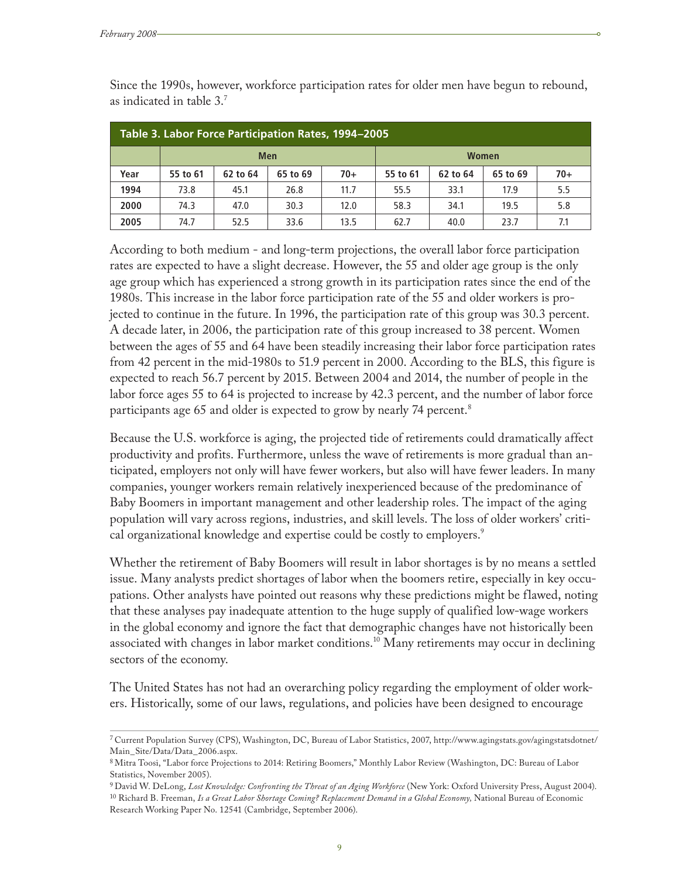Since the 1990s, however, workforce participation rates for older men have begun to rebound, as indicated in table 3.[7]

**Table 3. Labor Force Participation Rates, 1994–2005**

| | Men | | | | Women | | | |
|---|---|---|---|---|---|---|---|---|
| **Year** | **55 to 61** | **62 to 64** | **65 to 69** | **70+** | **55 to 61** | **62 to 64** | **65 to 69** | **70+** |
| **1994** | 73.8 | 45.1 | 26.8 | 11.7 | 55.5 | 33.1 | 17.9 | 5.5 |
| **2000** | 74.3 | 47.0 | 30.3 | 12.0 | 58.3 | 34.1 | 19.5 | 5.8 |
| **2005** | 74.7 | 52.5 | 33.6 | 13.5 | 62.7 | 40.0 | 23.7 | 7.1 |

According to both medium - and long-term projections, the overall labor force participation rates are expected to have a slight decrease. However, the 55 and older age group is the only age group which has experienced a strong growth in its participation rates since the end of the 1980s. This increase in the labor force participation rate of the 55 and older workers is projected to continue in the future. In 1996, the participation rate of this group was 30.3 percent. A decade later, in 2006, the participation rate of this group increased to 38 percent. Women between the ages of 55 and 64 have been steadily increasing their labor force participation rates from 42 percent in the mid-1980s to 51.9 percent in 2000. According to the BLS, this figure is expected to reach 56.7 percent by 2015. Between 2004 and 2014, the number of people in the labor force ages 55 to 64 is projected to increase by 42.3 percent, and the number of labor force participants age 65 and older is expected to grow by nearly 74 percent.[8]

Because the U.S. workforce is aging, the projected tide of retirements could dramatically affect productivity and profits. Furthermore, unless the wave of retirements is more gradual than anticipated, employers not only will have fewer workers, but also will have fewer leaders. In many companies, younger workers remain relatively inexperienced because of the predominance of Baby Boomers in important management and other leadership roles. The impact of the aging population will vary across regions, industries, and skill levels. The loss of older workers' critical organizational knowledge and expertise could be costly to employers.[9]

Whether the retirement of Baby Boomers will result in labor shortages is by no means a settled issue. Many analysts predict shortages of labor when the boomers retire, especially in key occupations. Other analysts have pointed out reasons why these predictions might be flawed, noting that these analyses pay inadequate attention to the huge supply of qualified low-wage workers in the global economy and ignore the fact that demographic changes have not historically been associated with changes in labor market conditions.[10] Many retirements may occur in declining sectors of the economy.

The United States has not had an overarching policy regarding the employment of older workers. Historically, some of our laws, regulations, and policies have been designed to encourage

---

[7] Current Population Survey (CPS), Washington, DC, Bureau of Labor Statistics, 2007, http://www.agingstats.gov/agingstatsdotnet/Main_Site/Data/Data_2006.aspx.

[8] Mitra Toosi, "Labor force Projections to 2014: Retiring Boomers," Monthly Labor Review (Washington, DC: Bureau of Labor Statistics, November 2005).

[9] David W. DeLong, *Lost Knowledge: Confronting the Threat of an Aging Workforce* (New York: Oxford University Press, August 2004).

[10] Richard B. Freeman, *Is a Great Labor Shortage Coming? Replacement Demand in a Global Economy,* National Bureau of Economic Research Working Paper No. 12541 (Cambridge, September 2006).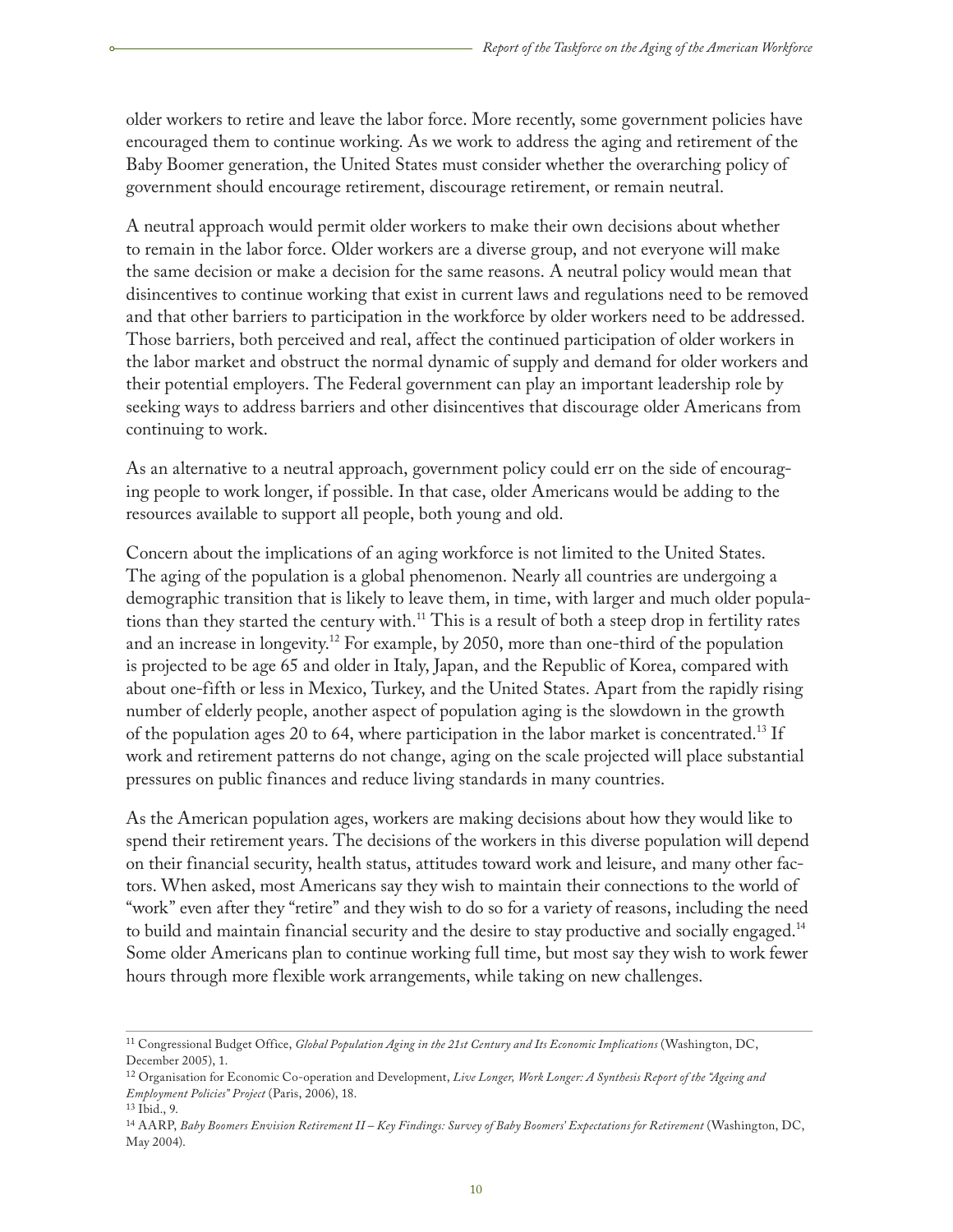older workers to retire and leave the labor force. More recently, some government policies have encouraged them to continue working. As we work to address the aging and retirement of the Baby Boomer generation, the United States must consider whether the overarching policy of government should encourage retirement, discourage retirement, or remain neutral.

A neutral approach would permit older workers to make their own decisions about whether to remain in the labor force. Older workers are a diverse group, and not everyone will make the same decision or make a decision for the same reasons. A neutral policy would mean that disincentives to continue working that exist in current laws and regulations need to be removed and that other barriers to participation in the workforce by older workers need to be addressed. Those barriers, both perceived and real, affect the continued participation of older workers in the labor market and obstruct the normal dynamic of supply and demand for older workers and their potential employers. The Federal government can play an important leadership role by seeking ways to address barriers and other disincentives that discourage older Americans from continuing to work.

As an alternative to a neutral approach, government policy could err on the side of encouraging people to work longer, if possible. In that case, older Americans would be adding to the resources available to support all people, both young and old.

Concern about the implications of an aging workforce is not limited to the United States. The aging of the population is a global phenomenon. Nearly all countries are undergoing a demographic transition that is likely to leave them, in time, with larger and much older populations than they started the century with.[11] This is a result of both a steep drop in fertility rates and an increase in longevity.[12] For example, by 2050, more than one-third of the population is projected to be age 65 and older in Italy, Japan, and the Republic of Korea, compared with about one-fifth or less in Mexico, Turkey, and the United States. Apart from the rapidly rising number of elderly people, another aspect of population aging is the slowdown in the growth of the population ages 20 to 64, where participation in the labor market is concentrated.[13] If work and retirement patterns do not change, aging on the scale projected will place substantial pressures on public finances and reduce living standards in many countries.

As the American population ages, workers are making decisions about how they would like to spend their retirement years. The decisions of the workers in this diverse population will depend on their financial security, health status, attitudes toward work and leisure, and many other factors. When asked, most Americans say they wish to maintain their connections to the world of "work" even after they "retire" and they wish to do so for a variety of reasons, including the need to build and maintain financial security and the desire to stay productive and socially engaged.[14] Some older Americans plan to continue working full time, but most say they wish to work fewer hours through more flexible work arrangements, while taking on new challenges.

---

[11] Congressional Budget Office, *Global Population Aging in the 21st Century and Its Economic Implications* (Washington, DC, December 2005), 1.

[12] Organisation for Economic Co-operation and Development, *Live Longer, Work Longer: A Synthesis Report of the "Ageing and Employment Policies" Project* (Paris, 2006), 18.

[13] Ibid., 9.

[14] AARP, *Baby Boomers Envision Retirement II – Key Findings: Survey of Baby Boomers' Expectations for Retirement* (Washington, DC, May 2004).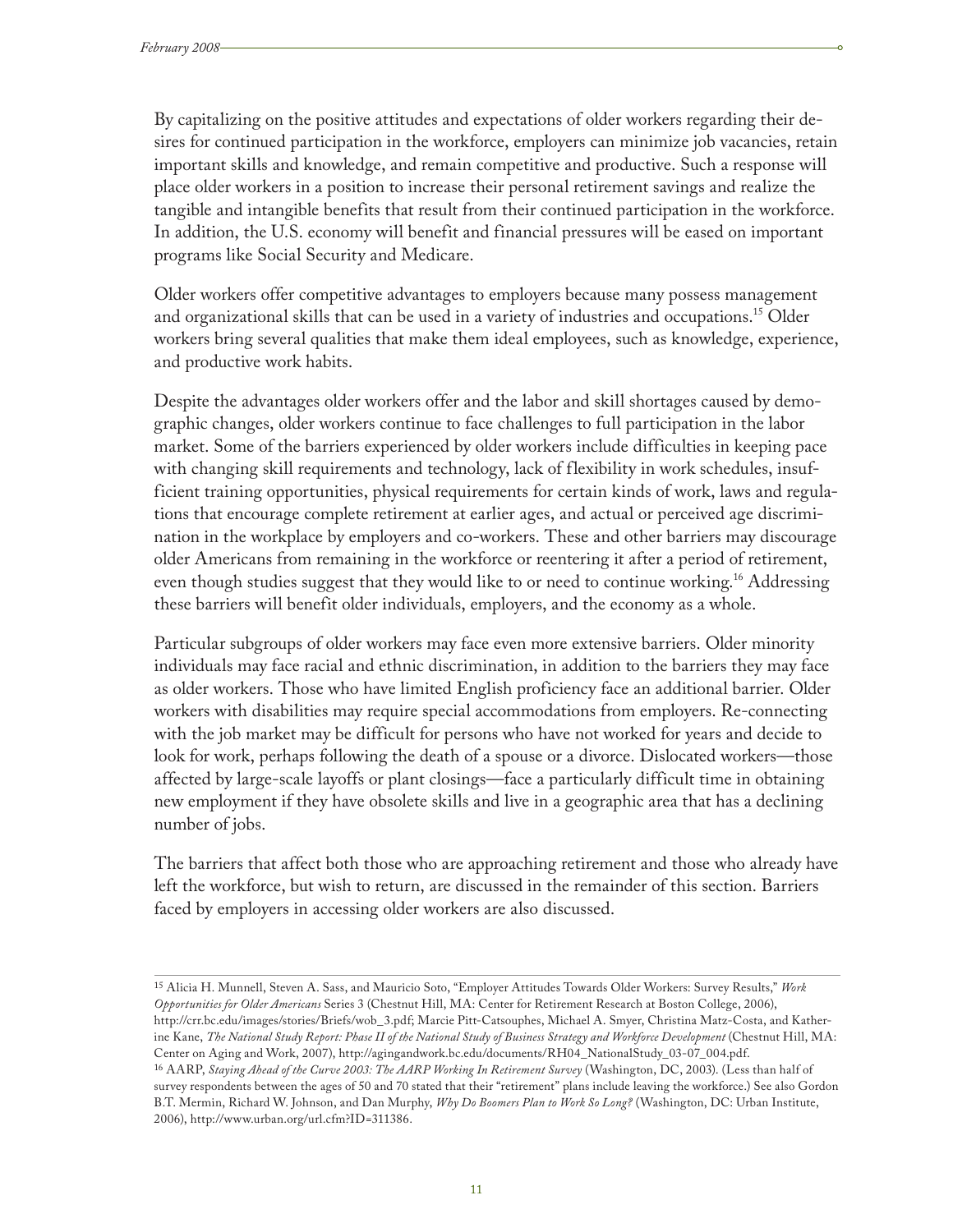By capitalizing on the positive attitudes and expectations of older workers regarding their desires for continued participation in the workforce, employers can minimize job vacancies, retain important skills and knowledge, and remain competitive and productive. Such a response will place older workers in a position to increase their personal retirement savings and realize the tangible and intangible benefits that result from their continued participation in the workforce. In addition, the U.S. economy will benefit and financial pressures will be eased on important programs like Social Security and Medicare.

Older workers offer competitive advantages to employers because many possess management and organizational skills that can be used in a variety of industries and occupations.[15] Older workers bring several qualities that make them ideal employees, such as knowledge, experience, and productive work habits.

Despite the advantages older workers offer and the labor and skill shortages caused by demographic changes, older workers continue to face challenges to full participation in the labor market. Some of the barriers experienced by older workers include difficulties in keeping pace with changing skill requirements and technology, lack of flexibility in work schedules, insufficient training opportunities, physical requirements for certain kinds of work, laws and regulations that encourage complete retirement at earlier ages, and actual or perceived age discrimination in the workplace by employers and co-workers. These and other barriers may discourage older Americans from remaining in the workforce or reentering it after a period of retirement, even though studies suggest that they would like to or need to continue working.[16] Addressing these barriers will benefit older individuals, employers, and the economy as a whole.

Particular subgroups of older workers may face even more extensive barriers. Older minority individuals may face racial and ethnic discrimination, in addition to the barriers they may face as older workers. Those who have limited English proficiency face an additional barrier. Older workers with disabilities may require special accommodations from employers. Re-connecting with the job market may be difficult for persons who have not worked for years and decide to look for work, perhaps following the death of a spouse or a divorce. Dislocated workers—those affected by large-scale layoffs or plant closings—face a particularly difficult time in obtaining new employment if they have obsolete skills and live in a geographic area that has a declining number of jobs.

The barriers that affect both those who are approaching retirement and those who already have left the workforce, but wish to return, are discussed in the remainder of this section. Barriers faced by employers in accessing older workers are also discussed.

---

[15] Alicia H. Munnell, Steven A. Sass, and Mauricio Soto, "Employer Attitudes Towards Older Workers: Survey Results," *Work Opportunities for Older Americans* Series 3 (Chestnut Hill, MA: Center for Retirement Research at Boston College, 2006), http://crr.bc.edu/images/stories/Briefs/wob_3.pdf; Marcie Pitt-Catsouphes, Michael A. Smyer, Christina Matz-Costa, and Katherine Kane, *The National Study Report: Phase II of the National Study of Business Strategy and Workforce Development* (Chestnut Hill, MA: Center on Aging and Work, 2007), http://agingandwork.bc.edu/documents/RH04_NationalStudy_03-07_004.pdf.

[16] AARP, *Staying Ahead of the Curve 2003: The AARP Working In Retirement Survey* (Washington, DC, 2003). (Less than half of survey respondents between the ages of 50 and 70 stated that their "retirement" plans include leaving the workforce.) See also Gordon B.T. Mermin, Richard W. Johnson, and Dan Murphy, *Why Do Boomers Plan to Work So Long?* (Washington, DC: Urban Institute, 2006), http://www.urban.org/url.cfm?ID=311386.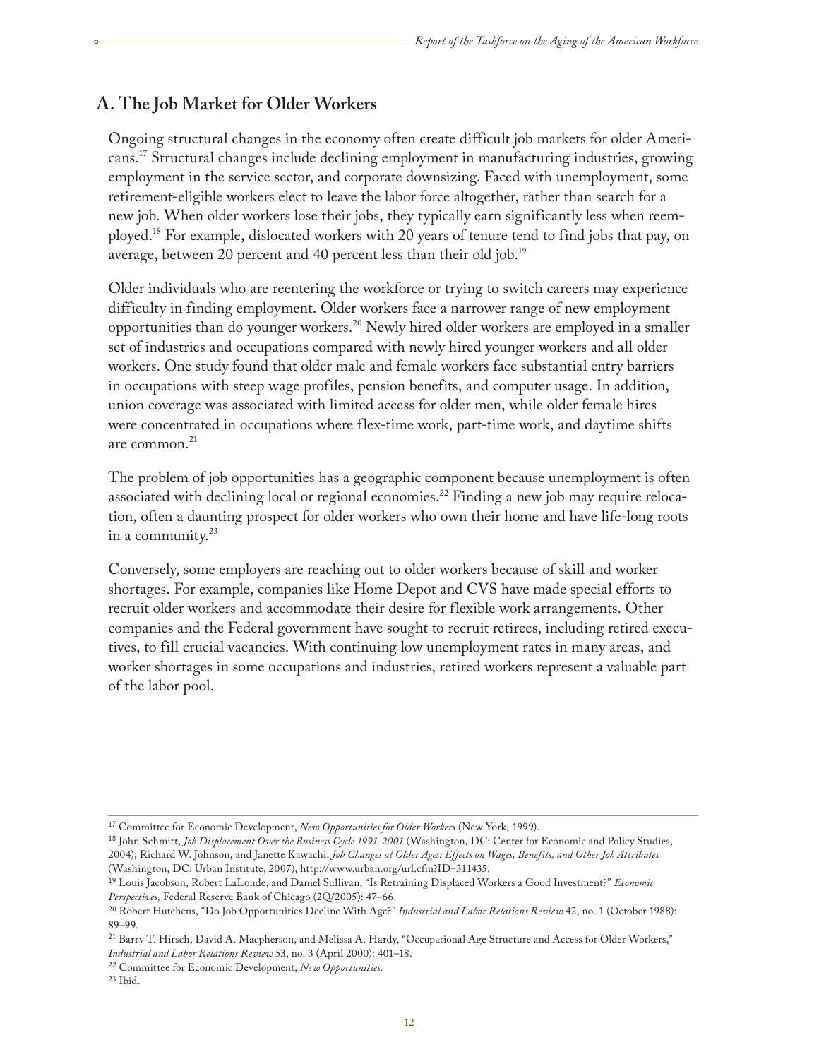## A. The Job Market for Older Workers

Ongoing structural changes in the economy often create difficult job markets for older Americans.[17] Structural changes include declining employment in manufacturing industries, growing employment in the service sector, and corporate downsizing. Faced with unemployment, some retirement-eligible workers elect to leave the labor force altogether, rather than search for a new job. When older workers lose their jobs, they typically earn significantly less when reemployed.[18] For example, dislocated workers with 20 years of tenure tend to find jobs that pay, on average, between 20 percent and 40 percent less than their old job.[19]

Older individuals who are reentering the workforce or trying to switch careers may experience difficulty in finding employment. Older workers face a narrower range of new employment opportunities than do younger workers.[20] Newly hired older workers are employed in a smaller set of industries and occupations compared with newly hired younger workers and all older workers. One study found that older male and female workers face substantial entry barriers in occupations with steep wage profiles, pension benefits, and computer usage. In addition, union coverage was associated with limited access for older men, while older female hires were concentrated in occupations where flex-time work, part-time work, and daytime shifts are common.[21]

The problem of job opportunities has a geographic component because unemployment is often associated with declining local or regional economies.[22] Finding a new job may require relocation, often a daunting prospect for older workers who own their home and have life-long roots in a community.[23]

Conversely, some employers are reaching out to older workers because of skill and worker shortages. For example, companies like Home Depot and CVS have made special efforts to recruit older workers and accommodate their desire for flexible work arrangements. Other companies and the Federal government have sought to recruit retirees, including retired executives, to fill crucial vacancies. With continuing low unemployment rates in many areas, and worker shortages in some occupations and industries, retired workers represent a valuable part of the labor pool.

---

[17] Committee for Economic Development, *New Opportunities for Older Workers* (New York, 1999).

[18] John Schmitt, *Job Displacement Over the Business Cycle 1991-2001* (Washington, DC: Center for Economic and Policy Studies, 2004); Richard W. Johnson, and Janette Kawachi, *Job Changes at Older Ages: Effects on Wages, Benefits, and Other Job Attributes* (Washington, DC: Urban Institute, 2007), http://www.urban.org/url.cfm?ID=311435.

[19] Louis Jacobson, Robert LaLonde, and Daniel Sullivan, "Is Retraining Displaced Workers a Good Investment?" *Economic Perspectives,* Federal Reserve Bank of Chicago (2Q/2005): 47–66.

[20] Robert Hutchens, "Do Job Opportunities Decline With Age?" *Industrial and Labor Relations Review* 42, no. 1 (October 1988): 89–99.

[21] Barry T. Hirsch, David A. Macpherson, and Melissa A. Hardy, "Occupational Age Structure and Access for Older Workers," *Industrial and Labor Relations Review* 53, no. 3 (April 2000): 401–18.

[22] Committee for Economic Development, *New Opportunities.*

[23] Ibid.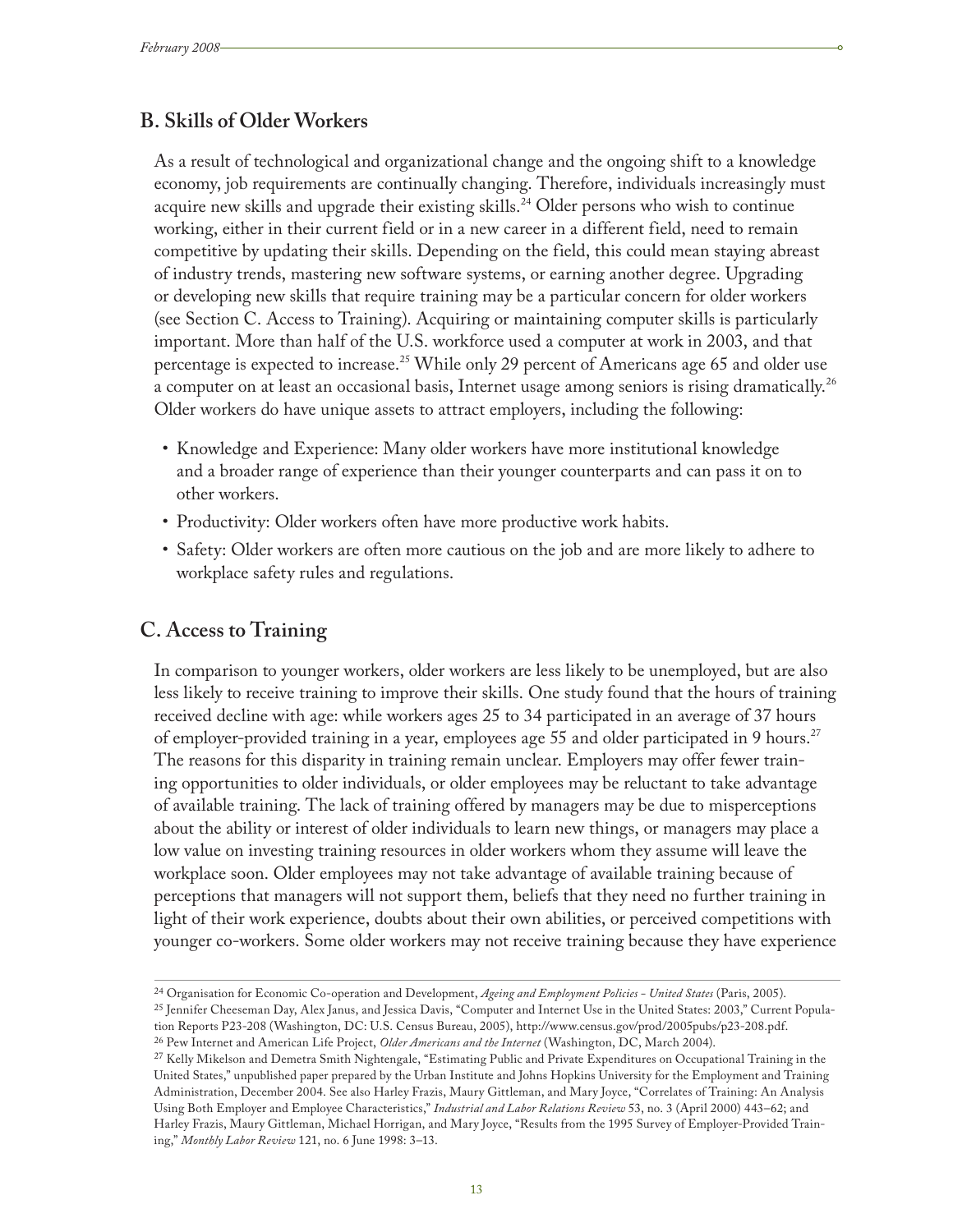## B. Skills of Older Workers

As a result of technological and organizational change and the ongoing shift to a knowledge economy, job requirements are continually changing. Therefore, individuals increasingly must acquire new skills and upgrade their existing skills.[24] Older persons who wish to continue working, either in their current field or in a new career in a different field, need to remain competitive by updating their skills. Depending on the field, this could mean staying abreast of industry trends, mastering new software systems, or earning another degree. Upgrading or developing new skills that require training may be a particular concern for older workers (see Section C. Access to Training). Acquiring or maintaining computer skills is particularly important. More than half of the U.S. workforce used a computer at work in 2003, and that percentage is expected to increase.[25] While only 29 percent of Americans age 65 and older use a computer on at least an occasional basis, Internet usage among seniors is rising dramatically.[26] Older workers do have unique assets to attract employers, including the following:

- Knowledge and Experience: Many older workers have more institutional knowledge and a broader range of experience than their younger counterparts and can pass it on to other workers.
- Productivity: Older workers often have more productive work habits.
- Safety: Older workers are often more cautious on the job and are more likely to adhere to workplace safety rules and regulations.

## C. Access to Training

In comparison to younger workers, older workers are less likely to be unemployed, but are also less likely to receive training to improve their skills. One study found that the hours of training received decline with age: while workers ages 25 to 34 participated in an average of 37 hours of employer-provided training in a year, employees age 55 and older participated in 9 hours.[27] The reasons for this disparity in training remain unclear. Employers may offer fewer training opportunities to older individuals, or older employees may be reluctant to take advantage of available training. The lack of training offered by managers may be due to misperceptions about the ability or interest of older individuals to learn new things, or managers may place a low value on investing training resources in older workers whom they assume will leave the workplace soon. Older employees may not take advantage of available training because of perceptions that managers will not support them, beliefs that they need no further training in light of their work experience, doubts about their own abilities, or perceived competitions with younger co-workers. Some older workers may not receive training because they have experience

---

[24] Organisation for Economic Co-operation and Development, *Ageing and Employment Policies - United States* (Paris, 2005).

[25] Jennifer Cheeseman Day, Alex Janus, and Jessica Davis, "Computer and Internet Use in the United States: 2003," Current Population Reports P23-208 (Washington, DC: U.S. Census Bureau, 2005), http://www.census.gov/prod/2005pubs/p23-208.pdf.

[26] Pew Internet and American Life Project, *Older Americans and the Internet* (Washington, DC, March 2004).

[27] Kelly Mikelson and Demetra Smith Nightengale, "Estimating Public and Private Expenditures on Occupational Training in the United States," unpublished paper prepared by the Urban Institute and Johns Hopkins University for the Employment and Training Administration, December 2004. See also Harley Frazis, Maury Gittleman, and Mary Joyce, "Correlates of Training: An Analysis Using Both Employer and Employee Characteristics," *Industrial and Labor Relations Review* 53, no. 3 (April 2000) 443–62; and Harley Frazis, Maury Gittleman, Michael Horrigan, and Mary Joyce, "Results from the 1995 Survey of Employer-Provided Training," *Monthly Labor Review* 121, no. 6 June 1998: 3–13.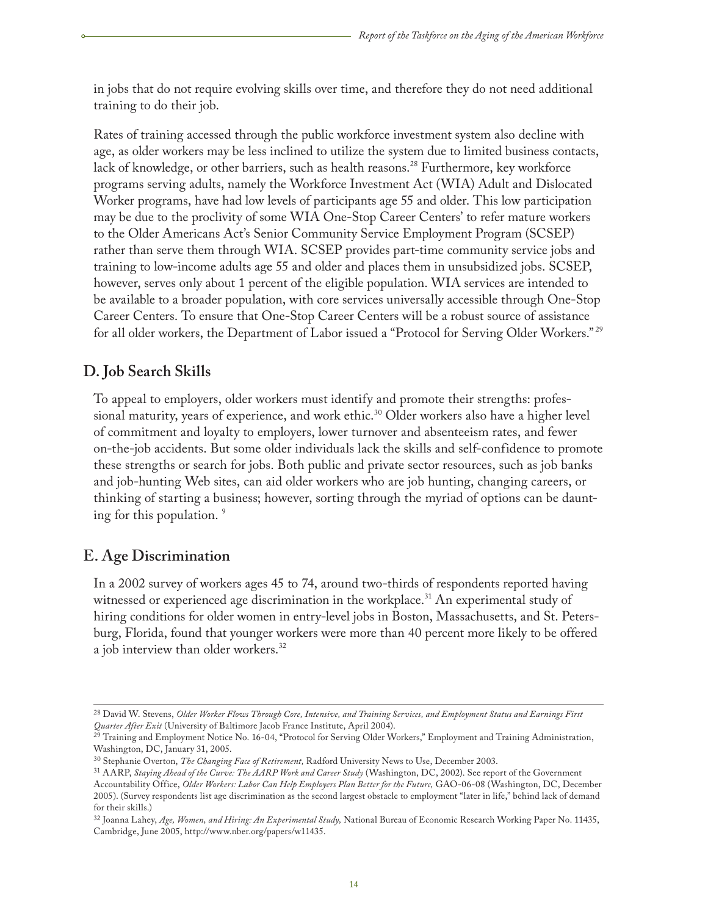in jobs that do not require evolving skills over time, and therefore they do not need additional training to do their job.

Rates of training accessed through the public workforce investment system also decline with age, as older workers may be less inclined to utilize the system due to limited business contacts, lack of knowledge, or other barriers, such as health reasons.[28] Furthermore, key workforce programs serving adults, namely the Workforce Investment Act (WIA) Adult and Dislocated Worker programs, have had low levels of participants age 55 and older. This low participation may be due to the proclivity of some WIA One-Stop Career Centers' to refer mature workers to the Older Americans Act's Senior Community Service Employment Program (SCSEP) rather than serve them through WIA. SCSEP provides part-time community service jobs and training to low-income adults age 55 and older and places them in unsubsidized jobs. SCSEP, however, serves only about 1 percent of the eligible population. WIA services are intended to be available to a broader population, with core services universally accessible through One-Stop Career Centers. To ensure that One-Stop Career Centers will be a robust source of assistance for all older workers, the Department of Labor issued a "Protocol for Serving Older Workers."[29]

## D. Job Search Skills

To appeal to employers, older workers must identify and promote their strengths: professional maturity, years of experience, and work ethic.[30] Older workers also have a higher level of commitment and loyalty to employers, lower turnover and absenteeism rates, and fewer on-the-job accidents. But some older individuals lack the skills and self-confidence to promote these strengths or search for jobs. Both public and private sector resources, such as job banks and job-hunting Web sites, can aid older workers who are job hunting, changing careers, or thinking of starting a business; however, sorting through the myriad of options can be daunting for this population. [9]

## E. Age Discrimination

In a 2002 survey of workers ages 45 to 74, around two-thirds of respondents reported having witnessed or experienced age discrimination in the workplace.[31] An experimental study of hiring conditions for older women in entry-level jobs in Boston, Massachusetts, and St. Petersburg, Florida, found that younger workers were more than 40 percent more likely to be offered a job interview than older workers.[32]

---

[28] David W. Stevens, *Older Worker Flows Through Core, Intensive, and Training Services, and Employment Status and Earnings First Quarter After Exit* (University of Baltimore Jacob France Institute, April 2004).

[29] Training and Employment Notice No. 16-04, "Protocol for Serving Older Workers," Employment and Training Administration, Washington, DC, January 31, 2005.

[30] Stephanie Overton, *The Changing Face of Retirement,* Radford University News to Use, December 2003.

[31] AARP, *Staying Ahead of the Curve: The AARP Work and Career Study* (Washington, DC, 2002). See report of the Government Accountability Office, *Older Workers: Labor Can Help Employers Plan Better for the Future,* GAO-06-08 (Washington, DC, December 2005). (Survey respondents list age discrimination as the second largest obstacle to employment "later in life," behind lack of demand for their skills.)

[32] Joanna Lahey, *Age, Women, and Hiring: An Experimental Study,* National Bureau of Economic Research Working Paper No. 11435, Cambridge, June 2005, http://www.nber.org/papers/w11435.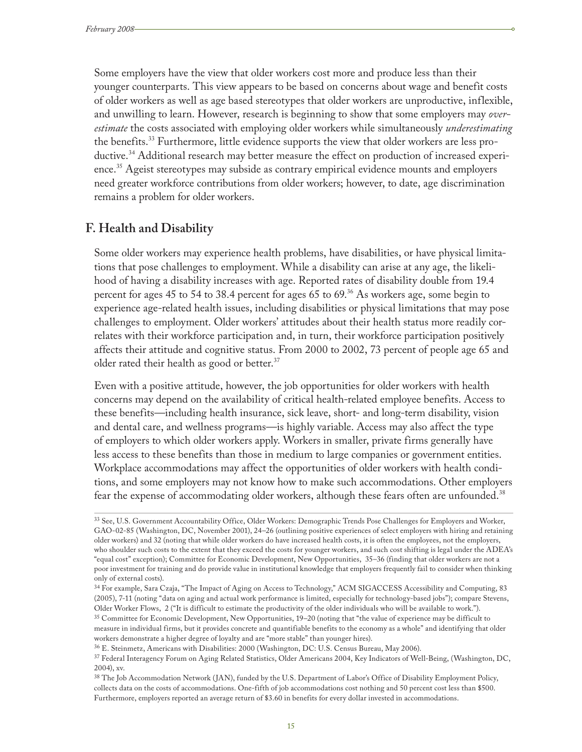Some employers have the view that older workers cost more and produce less than their younger counterparts. This view appears to be based on concerns about wage and benefit costs of older workers as well as age based stereotypes that older workers are unproductive, inflexible, and unwilling to learn. However, research is beginning to show that some employers may *overestimate* the costs associated with employing older workers while simultaneously *underestimating* the benefits.[33] Furthermore, little evidence supports the view that older workers are less productive.[34] Additional research may better measure the effect on production of increased experience.[35] Ageist stereotypes may subside as contrary empirical evidence mounts and employers need greater workforce contributions from older workers; however, to date, age discrimination remains a problem for older workers.

## F. Health and Disability

Some older workers may experience health problems, have disabilities, or have physical limitations that pose challenges to employment. While a disability can arise at any age, the likelihood of having a disability increases with age. Reported rates of disability double from 19.4 percent for ages 45 to 54 to 38.4 percent for ages 65 to 69.[36] As workers age, some begin to experience age-related health issues, including disabilities or physical limitations that may pose challenges to employment. Older workers' attitudes about their health status more readily correlates with their workforce participation and, in turn, their workforce participation positively affects their attitude and cognitive status. From 2000 to 2002, 73 percent of people age 65 and older rated their health as good or better.[37]

Even with a positive attitude, however, the job opportunities for older workers with health concerns may depend on the availability of critical health-related employee benefits. Access to these benefits—including health insurance, sick leave, short- and long-term disability, vision and dental care, and wellness programs—is highly variable. Access may also affect the type of employers to which older workers apply. Workers in smaller, private firms generally have less access to these benefits than those in medium to large companies or government entities. Workplace accommodations may affect the opportunities of older workers with health conditions, and some employers may not know how to make such accommodations. Other employers fear the expense of accommodating older workers, although these fears often are unfounded.[38]

---

[33] See, U.S. Government Accountability Office, Older Workers: Demographic Trends Pose Challenges for Employers and Worker, GAO-02-85 (Washington, DC, November 2001), 24–26 (outlining positive experiences of select employers with hiring and retaining older workers) and 32 (noting that while older workers do have increased health costs, it is often the employees, not the employers, who shoulder such costs to the extent that they exceed the costs for younger workers, and such cost shifting is legal under the ADEA's "equal cost" exception); Committee for Economic Development, New Opportunities, 35–36 (finding that older workers are not a poor investment for training and do provide value in institutional knowledge that employers frequently fail to consider when thinking only of external costs).

[34] For example, Sara Czaja, "The Impact of Aging on Access to Technology," ACM SIGACCESS Accessibility and Computing, 83 (2005), 7-11 (noting "data on aging and actual work performance is limited, especially for technology-based jobs"); compare Stevens, Older Worker Flows, 2 ("It is difficult to estimate the productivity of the older individuals who will be available to work.").

[35] Committee for Economic Development, New Opportunities, 19–20 (noting that "the value of experience may be difficult to measure in individual firms, but it provides concrete and quantifiable benefits to the economy as a whole" and identifying that older workers demonstrate a higher degree of loyalty and are "more stable" than younger hires).

[36] E. Steinmetz, Americans with Disabilities: 2000 (Washington, DC: U.S. Census Bureau, May 2006).

[37] Federal Interagency Forum on Aging Related Statistics, Older Americans 2004, Key Indicators of Well-Being, (Washington, DC, 2004), xv.

[38] The Job Accommodation Network (JAN), funded by the U.S. Department of Labor's Office of Disability Employment Policy, collects data on the costs of accommodations. One-fifth of job accommodations cost nothing and 50 percent cost less than $500. Furthermore, employers reported an average return of $3.60 in benefits for every dollar invested in accommodations.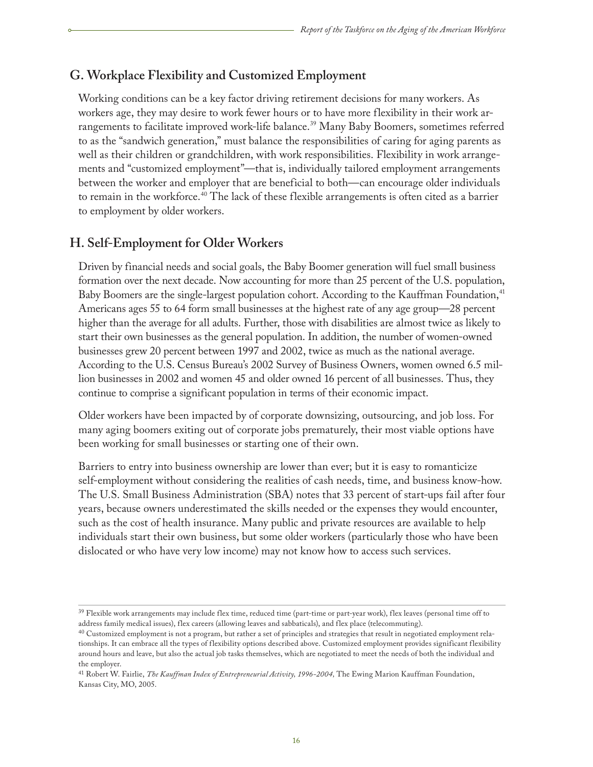## G. Workplace Flexibility and Customized Employment

Working conditions can be a key factor driving retirement decisions for many workers. As workers age, they may desire to work fewer hours or to have more flexibility in their work arrangements to facilitate improved work-life balance.[39] Many Baby Boomers, sometimes referred to as the "sandwich generation," must balance the responsibilities of caring for aging parents as well as their children or grandchildren, with work responsibilities. Flexibility in work arrangements and "customized employment"—that is, individually tailored employment arrangements between the worker and employer that are beneficial to both—can encourage older individuals to remain in the workforce.[40] The lack of these flexible arrangements is often cited as a barrier to employment by older workers.

## H. Self-Employment for Older Workers

Driven by financial needs and social goals, the Baby Boomer generation will fuel small business formation over the next decade. Now accounting for more than 25 percent of the U.S. population, Baby Boomers are the single-largest population cohort. According to the Kauffman Foundation,[41] Americans ages 55 to 64 form small businesses at the highest rate of any age group—28 percent higher than the average for all adults. Further, those with disabilities are almost twice as likely to start their own businesses as the general population. In addition, the number of women-owned businesses grew 20 percent between 1997 and 2002, twice as much as the national average. According to the U.S. Census Bureau's 2002 Survey of Business Owners, women owned 6.5 million businesses in 2002 and women 45 and older owned 16 percent of all businesses. Thus, they continue to comprise a significant population in terms of their economic impact.

Older workers have been impacted by of corporate downsizing, outsourcing, and job loss. For many aging boomers exiting out of corporate jobs prematurely, their most viable options have been working for small businesses or starting one of their own.

Barriers to entry into business ownership are lower than ever; but it is easy to romanticize self-employment without considering the realities of cash needs, time, and business know-how. The U.S. Small Business Administration (SBA) notes that 33 percent of start-ups fail after four years, because owners underestimated the skills needed or the expenses they would encounter, such as the cost of health insurance. Many public and private resources are available to help individuals start their own business, but some older workers (particularly those who have been dislocated or who have very low income) may not know how to access such services.

---

[39] Flexible work arrangements may include flex time, reduced time (part-time or part-year work), flex leaves (personal time off to address family medical issues), flex careers (allowing leaves and sabbaticals), and flex place (telecommuting).

[40] Customized employment is not a program, but rather a set of principles and strategies that result in negotiated employment relationships. It can embrace all the types of flexibility options described above. Customized employment provides significant flexibility around hours and leave, but also the actual job tasks themselves, which are negotiated to meet the needs of both the individual and the employer.

[41] Robert W. Fairlie, *The Kauffman Index of Entrepreneurial Activity, 1996-2004,* The Ewing Marion Kauffman Foundation, Kansas City, MO, 2005.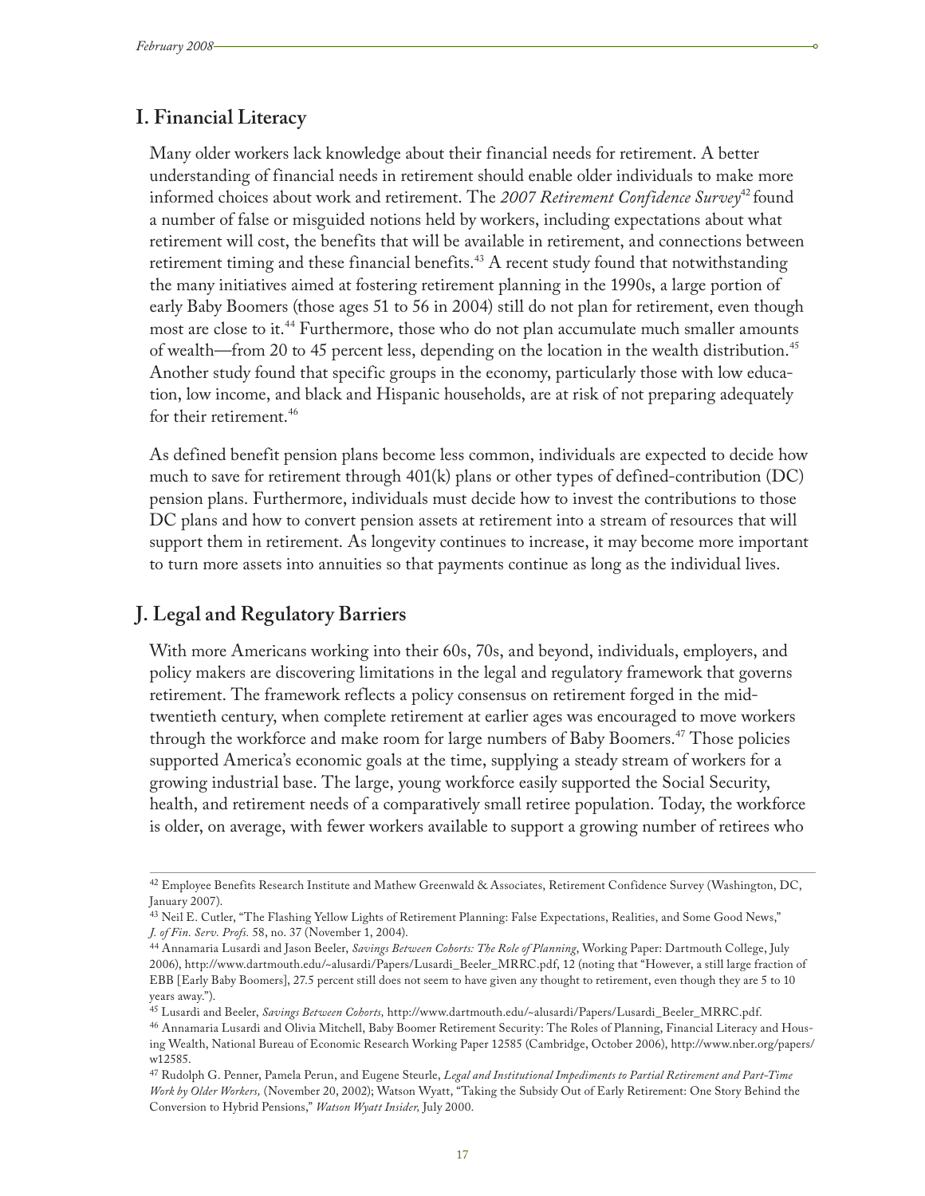## I. Financial Literacy

Many older workers lack knowledge about their financial needs for retirement. A better understanding of financial needs in retirement should enable older individuals to make more informed choices about work and retirement. The *2007 Retirement Confidence Survey*[42] found a number of false or misguided notions held by workers, including expectations about what retirement will cost, the benefits that will be available in retirement, and connections between retirement timing and these financial benefits.[43] A recent study found that notwithstanding the many initiatives aimed at fostering retirement planning in the 1990s, a large portion of early Baby Boomers (those ages 51 to 56 in 2004) still do not plan for retirement, even though most are close to it.[44] Furthermore, those who do not plan accumulate much smaller amounts of wealth—from 20 to 45 percent less, depending on the location in the wealth distribution.[45] Another study found that specific groups in the economy, particularly those with low education, low income, and black and Hispanic households, are at risk of not preparing adequately for their retirement.[46]

As defined benefit pension plans become less common, individuals are expected to decide how much to save for retirement through 401(k) plans or other types of defined-contribution (DC) pension plans. Furthermore, individuals must decide how to invest the contributions to those DC plans and how to convert pension assets at retirement into a stream of resources that will support them in retirement. As longevity continues to increase, it may become more important to turn more assets into annuities so that payments continue as long as the individual lives.

## J. Legal and Regulatory Barriers

With more Americans working into their 60s, 70s, and beyond, individuals, employers, and policy makers are discovering limitations in the legal and regulatory framework that governs retirement. The framework reflects a policy consensus on retirement forged in the mid-twentieth century, when complete retirement at earlier ages was encouraged to move workers through the workforce and make room for large numbers of Baby Boomers.[47] Those policies supported America's economic goals at the time, supplying a steady stream of workers for a growing industrial base. The large, young workforce easily supported the Social Security, health, and retirement needs of a comparatively small retiree population. Today, the workforce is older, on average, with fewer workers available to support a growing number of retirees who

---

[42] Employee Benefits Research Institute and Mathew Greenwald & Associates, Retirement Confidence Survey (Washington, DC, January 2007).

[43] Neil E. Cutler, "The Flashing Yellow Lights of Retirement Planning: False Expectations, Realities, and Some Good News," *J. of Fin. Serv. Profs.* 58, no. 37 (November 1, 2004).

[44] Annamaria Lusardi and Jason Beeler, *Savings Between Cohorts: The Role of Planning*, Working Paper: Dartmouth College, July 2006), http://www.dartmouth.edu/~alusardi/Papers/Lusardi_Beeler_MRRC.pdf, 12 (noting that "However, a still large fraction of EBB [Early Baby Boomers], 27.5 percent still does not seem to have given any thought to retirement, even though they are 5 to 10 years away.").

[45] Lusardi and Beeler, *Savings Between Cohorts,* http://www.dartmouth.edu/~alusardi/Papers/Lusardi_Beeler_MRRC.pdf.

[46] Annamaria Lusardi and Olivia Mitchell, Baby Boomer Retirement Security: The Roles of Planning, Financial Literacy and Housing Wealth, National Bureau of Economic Research Working Paper 12585 (Cambridge, October 2006), http://www.nber.org/papers/w12585.

[47] Rudolph G. Penner, Pamela Perun, and Eugene Steurle, *Legal and Institutional Impediments to Partial Retirement and Part-Time Work by Older Workers,* (November 20, 2002); Watson Wyatt, "Taking the Subsidy Out of Early Retirement: One Story Behind the Conversion to Hybrid Pensions," *Watson Wyatt Insider,* July 2000.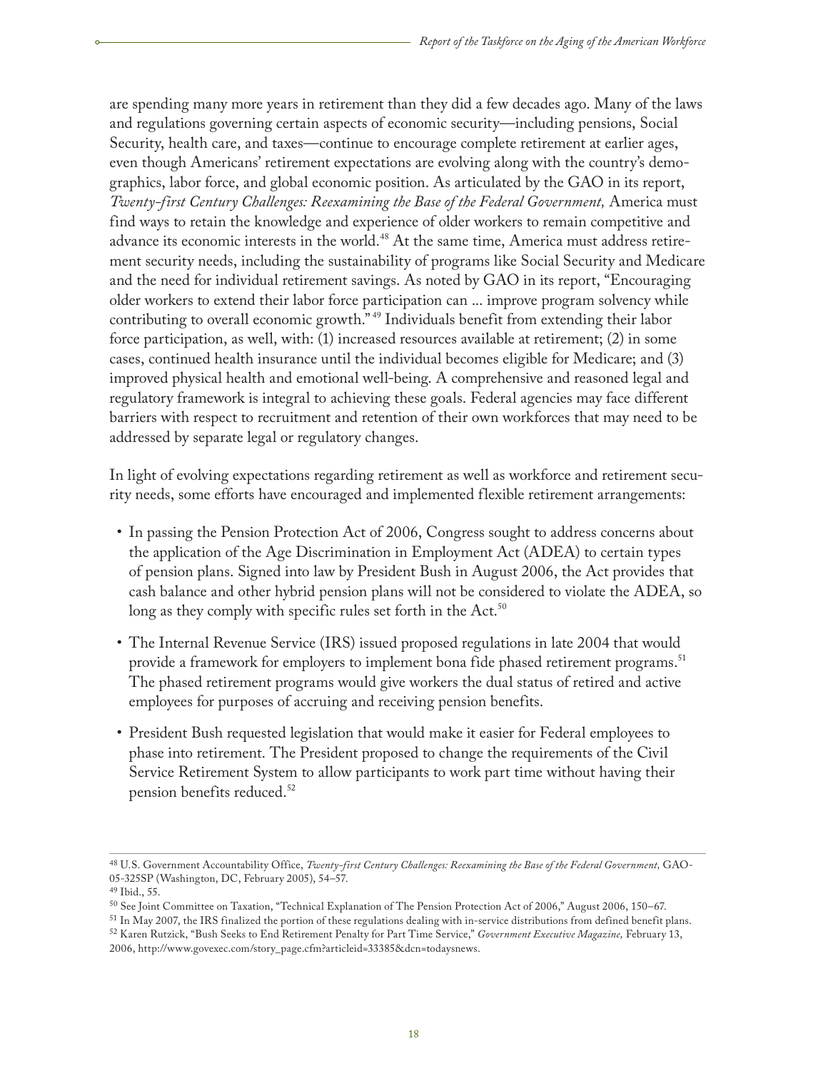are spending many more years in retirement than they did a few decades ago. Many of the laws and regulations governing certain aspects of economic security—including pensions, Social Security, health care, and taxes—continue to encourage complete retirement at earlier ages, even though Americans' retirement expectations are evolving along with the country's demographics, labor force, and global economic position. As articulated by the GAO in its report, *Twenty-first Century Challenges: Reexamining the Base of the Federal Government,* America must find ways to retain the knowledge and experience of older workers to remain competitive and advance its economic interests in the world.[48] At the same time, America must address retirement security needs, including the sustainability of programs like Social Security and Medicare and the need for individual retirement savings. As noted by GAO in its report, "Encouraging older workers to extend their labor force participation can ... improve program solvency while contributing to overall economic growth."[49] Individuals benefit from extending their labor force participation, as well, with: (1) increased resources available at retirement; (2) in some cases, continued health insurance until the individual becomes eligible for Medicare; and (3) improved physical health and emotional well-being. A comprehensive and reasoned legal and regulatory framework is integral to achieving these goals. Federal agencies may face different barriers with respect to recruitment and retention of their own workforces that may need to be addressed by separate legal or regulatory changes.

In light of evolving expectations regarding retirement as well as workforce and retirement security needs, some efforts have encouraged and implemented flexible retirement arrangements:

- In passing the Pension Protection Act of 2006, Congress sought to address concerns about the application of the Age Discrimination in Employment Act (ADEA) to certain types of pension plans. Signed into law by President Bush in August 2006, the Act provides that cash balance and other hybrid pension plans will not be considered to violate the ADEA, so long as they comply with specific rules set forth in the Act.[50]
- The Internal Revenue Service (IRS) issued proposed regulations in late 2004 that would provide a framework for employers to implement bona fide phased retirement programs.[51] The phased retirement programs would give workers the dual status of retired and active employees for purposes of accruing and receiving pension benefits.
- President Bush requested legislation that would make it easier for Federal employees to phase into retirement. The President proposed to change the requirements of the Civil Service Retirement System to allow participants to work part time without having their pension benefits reduced.[52]

---

[48] U.S. Government Accountability Office, *Twenty-first Century Challenges: Reexamining the Base of the Federal Government,* GAO-05-325SP (Washington, DC, February 2005), 54–57.
[49] Ibid., 55.
[50] See Joint Committee on Taxation, "Technical Explanation of The Pension Protection Act of 2006," August 2006, 150–67.
[51] In May 2007, the IRS finalized the portion of these regulations dealing with in-service distributions from defined benefit plans.
[52] Karen Rutzick, "Bush Seeks to End Retirement Penalty for Part Time Service," *Government Executive Magazine,* February 13, 2006, http://www.govexec.com/story_page.cfm?articleid=33385&dcn=todaysnews.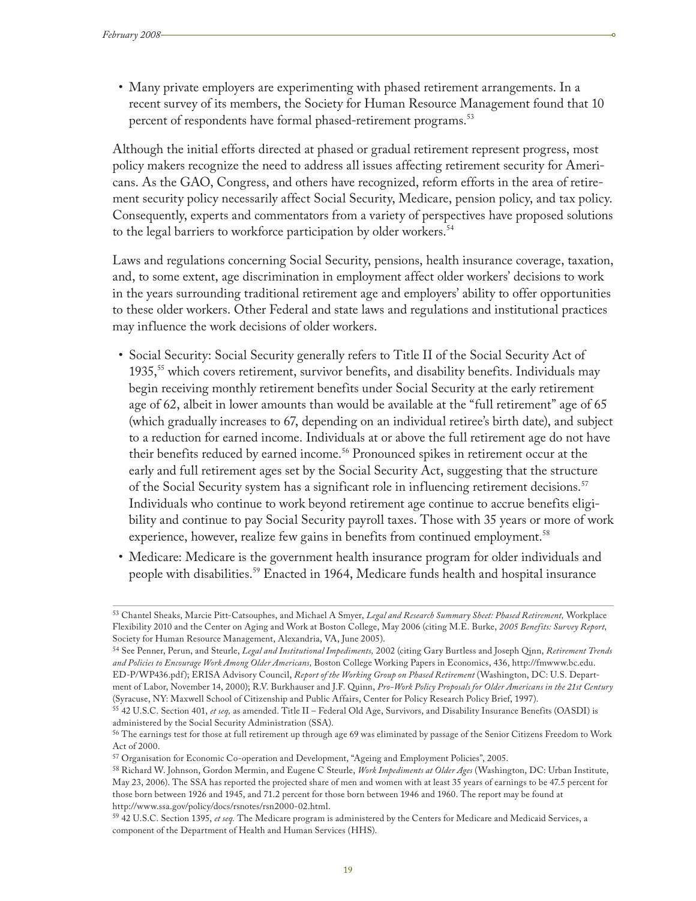- Many private employers are experimenting with phased retirement arrangements. In a recent survey of its members, the Society for Human Resource Management found that 10 percent of respondents have formal phased-retirement programs.[53]

Although the initial efforts directed at phased or gradual retirement represent progress, most policy makers recognize the need to address all issues affecting retirement security for Americans. As the GAO, Congress, and others have recognized, reform efforts in the area of retirement security policy necessarily affect Social Security, Medicare, pension policy, and tax policy. Consequently, experts and commentators from a variety of perspectives have proposed solutions to the legal barriers to workforce participation by older workers.[54]

Laws and regulations concerning Social Security, pensions, health insurance coverage, taxation, and, to some extent, age discrimination in employment affect older workers' decisions to work in the years surrounding traditional retirement age and employers' ability to offer opportunities to these older workers. Other Federal and state laws and regulations and institutional practices may influence the work decisions of older workers.

- Social Security: Social Security generally refers to Title II of the Social Security Act of 1935,[55] which covers retirement, survivor benefits, and disability benefits. Individuals may begin receiving monthly retirement benefits under Social Security at the early retirement age of 62, albeit in lower amounts than would be available at the "full retirement" age of 65 (which gradually increases to 67, depending on an individual retiree's birth date), and subject to a reduction for earned income. Individuals at or above the full retirement age do not have their benefits reduced by earned income.[56] Pronounced spikes in retirement occur at the early and full retirement ages set by the Social Security Act, suggesting that the structure of the Social Security system has a significant role in influencing retirement decisions.[57] Individuals who continue to work beyond retirement age continue to accrue benefits eligibility and continue to pay Social Security payroll taxes. Those with 35 years or more of work experience, however, realize few gains in benefits from continued employment.[58]
- Medicare: Medicare is the government health insurance program for older individuals and people with disabilities.[59] Enacted in 1964, Medicare funds health and hospital insurance

---

[53] Chantel Sheaks, Marcie Pitt-Catsouphes, and Michael A Smyer, *Legal and Research Summary Sheet: Phased Retirement,* Workplace Flexibility 2010 and the Center on Aging and Work at Boston College, May 2006 (citing M.E. Burke, *2005 Benefits: Survey Report,* Society for Human Resource Management, Alexandria, VA, June 2005).

[54] See Penner, Perun, and Steurle, *Legal and Institutional Impediments,* 2002 (citing Gary Burtless and Joseph Qinn, *Retirement Trends and Policies to Encourage Work Among Older Americans,* Boston College Working Papers in Economics, 436, http://fmwww.bc.edu.ED-P/WP436.pdf); ERISA Advisory Council, *Report of the Working Group on Phased Retirement* (Washington, DC: U.S. Department of Labor, November 14, 2000); R.V. Burkhauser and J.F. Quinn, *Pro-Work Policy Proposals for Older Americans in the 21st Century* (Syracuse, NY: Maxwell School of Citizenship and Public Affairs, Center for Policy Research Policy Brief, 1997).

[55] 42 U.S.C. Section 401, *et seq,* as amended. Title II – Federal Old Age, Survivors, and Disability Insurance Benefits (OASDI) is administered by the Social Security Administration (SSA).

[56] The earnings test for those at full retirement up through age 69 was eliminated by passage of the Senior Citizens Freedom to Work Act of 2000.

[57] Organisation for Economic Co-operation and Development, "Ageing and Employment Policies", 2005.

[58] Richard W. Johnson, Gordon Mermin, and Eugene C Steurle, *Work Impediments at Older Ages* (Washington, DC: Urban Institute, May 23, 2006). The SSA has reported the projected share of men and women with at least 35 years of earnings to be 47.5 percent for those born between 1926 and 1945, and 71.2 percent for those born between 1946 and 1960. The report may be found at http://www.ssa.gov/policy/docs/rsnotes/rsn2000-02.html.

[59] 42 U.S.C. Section 1395, *et seq.* The Medicare program is administered by the Centers for Medicare and Medicaid Services, a component of the Department of Health and Human Services (HHS).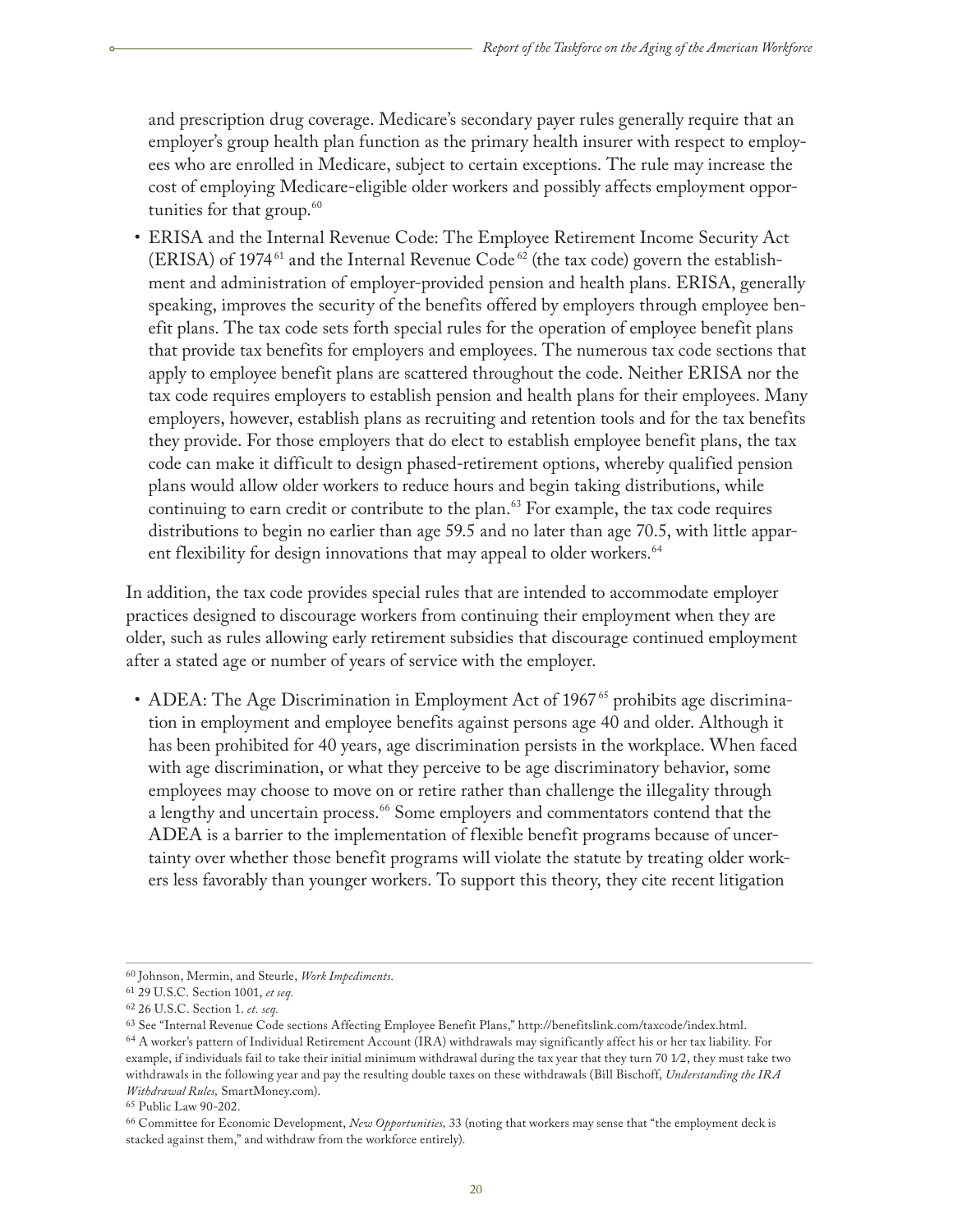and prescription drug coverage. Medicare's secondary payer rules generally require that an employer's group health plan function as the primary health insurer with respect to employees who are enrolled in Medicare, subject to certain exceptions. The rule may increase the cost of employing Medicare-eligible older workers and possibly affects employment opportunities for that group.[60]

- ERISA and the Internal Revenue Code: The Employee Retirement Income Security Act (ERISA) of 1974[61] and the Internal Revenue Code[62] (the tax code) govern the establishment and administration of employer-provided pension and health plans. ERISA, generally speaking, improves the security of the benefits offered by employers through employee benefit plans. The tax code sets forth special rules for the operation of employee benefit plans that provide tax benefits for employers and employees. The numerous tax code sections that apply to employee benefit plans are scattered throughout the code. Neither ERISA nor the tax code requires employers to establish pension and health plans for their employees. Many employers, however, establish plans as recruiting and retention tools and for the tax benefits they provide. For those employers that do elect to establish employee benefit plans, the tax code can make it difficult to design phased-retirement options, whereby qualified pension plans would allow older workers to reduce hours and begin taking distributions, while continuing to earn credit or contribute to the plan.[63] For example, the tax code requires distributions to begin no earlier than age 59.5 and no later than age 70.5, with little apparent flexibility for design innovations that may appeal to older workers.[64]

In addition, the tax code provides special rules that are intended to accommodate employer practices designed to discourage workers from continuing their employment when they are older, such as rules allowing early retirement subsidies that discourage continued employment after a stated age or number of years of service with the employer.

- ADEA: The Age Discrimination in Employment Act of 1967[65] prohibits age discrimination in employment and employee benefits against persons age 40 and older. Although it has been prohibited for 40 years, age discrimination persists in the workplace. When faced with age discrimination, or what they perceive to be age discriminatory behavior, some employees may choose to move on or retire rather than challenge the illegality through a lengthy and uncertain process.[66] Some employers and commentators contend that the ADEA is a barrier to the implementation of flexible benefit programs because of uncertainty over whether those benefit programs will violate the statute by treating older workers less favorably than younger workers. To support this theory, they cite recent litigation

---

[60] Johnson, Mermin, and Steurle, *Work Impediments.*

[61] 29 U.S.C. Section 1001, *et seq.*

[62] 26 U.S.C. Section 1. *et. seq.*

[63] See "Internal Revenue Code sections Affecting Employee Benefit Plans," http://benefitslink.com/taxcode/index.html.

[64] A worker's pattern of Individual Retirement Account (IRA) withdrawals may significantly affect his or her tax liability. For example, if individuals fail to take their initial minimum withdrawal during the tax year that they turn 70 1⁄2, they must take two withdrawals in the following year and pay the resulting double taxes on these withdrawals (Bill Bischoff, *Understanding the IRA Withdrawal Rules,* SmartMoney.com).

[65] Public Law 90-202.

[66] Committee for Economic Development, *New Opportunities,* 33 (noting that workers may sense that "the employment deck is stacked against them," and withdraw from the workforce entirely).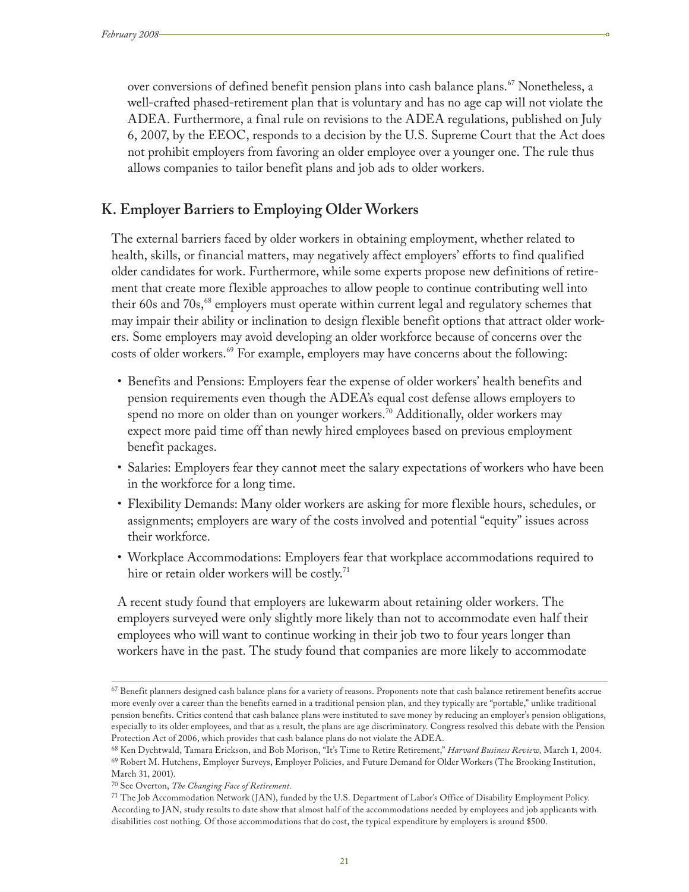over conversions of defined benefit pension plans into cash balance plans.[67] Nonetheless, a well-crafted phased-retirement plan that is voluntary and has no age cap will not violate the ADEA. Furthermore, a final rule on revisions to the ADEA regulations, published on July 6, 2007, by the EEOC, responds to a decision by the U.S. Supreme Court that the Act does not prohibit employers from favoring an older employee over a younger one. The rule thus allows companies to tailor benefit plans and job ads to older workers.

## K. Employer Barriers to Employing Older Workers

The external barriers faced by older workers in obtaining employment, whether related to health, skills, or financial matters, may negatively affect employers' efforts to find qualified older candidates for work. Furthermore, while some experts propose new definitions of retirement that create more flexible approaches to allow people to continue contributing well into their 60s and 70s,[68] employers must operate within current legal and regulatory schemes that may impair their ability or inclination to design flexible benefit options that attract older workers. Some employers may avoid developing an older workforce because of concerns over the costs of older workers.[69] For example, employers may have concerns about the following:

- Benefits and Pensions: Employers fear the expense of older workers' health benefits and pension requirements even though the ADEA's equal cost defense allows employers to spend no more on older than on younger workers.[70] Additionally, older workers may expect more paid time off than newly hired employees based on previous employment benefit packages.
- Salaries: Employers fear they cannot meet the salary expectations of workers who have been in the workforce for a long time.
- Flexibility Demands: Many older workers are asking for more flexible hours, schedules, or assignments; employers are wary of the costs involved and potential "equity" issues across their workforce.
- Workplace Accommodations: Employers fear that workplace accommodations required to hire or retain older workers will be costly.[71]

A recent study found that employers are lukewarm about retaining older workers. The employers surveyed were only slightly more likely than not to accommodate even half their employees who will want to continue working in their job two to four years longer than workers have in the past. The study found that companies are more likely to accommodate

---

[67] Benefit planners designed cash balance plans for a variety of reasons. Proponents note that cash balance retirement benefits accrue more evenly over a career than the benefits earned in a traditional pension plan, and they typically are "portable," unlike traditional pension benefits. Critics contend that cash balance plans were instituted to save money by reducing an employer's pension obligations, especially to its older employees, and that as a result, the plans are age discriminatory. Congress resolved this debate with the Pension Protection Act of 2006, which provides that cash balance plans do not violate the ADEA.

[68] Ken Dychtwald, Tamara Erickson, and Bob Morison, "It's Time to Retire Retirement," *Harvard Business Review,* March 1, 2004.

[69] Robert M. Hutchens, Employer Surveys, Employer Policies, and Future Demand for Older Workers (The Brooking Institution, March 31, 2001).

[70] See Overton, *The Changing Face of Retirement.*

[71] The Job Accommodation Network (JAN), funded by the U.S. Department of Labor's Office of Disability Employment Policy. According to JAN, study results to date show that almost half of the accommodations needed by employees and job applicants with disabilities cost nothing. Of those accommodations that do cost, the typical expenditure by employers is around $500.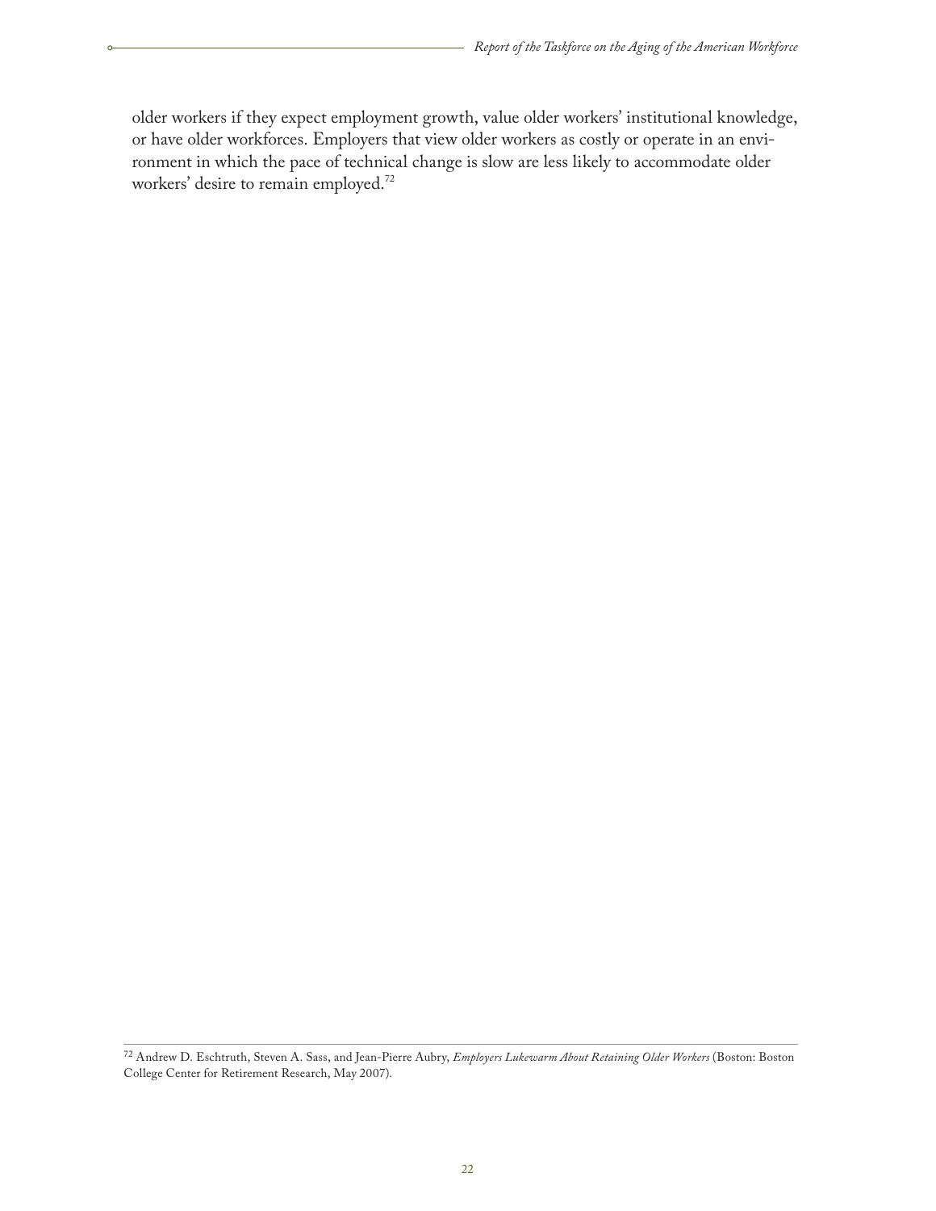older workers if they expect employment growth, value older workers' institutional knowledge, or have older workforces. Employers that view older workers as costly or operate in an environment in which the pace of technical change is slow are less likely to accommodate older workers' desire to remain employed.[72]

---

[72] Andrew D. Eschtruth, Steven A. Sass, and Jean-Pierre Aubry, *Employers Lukewarm About Retaining Older Workers* (Boston: Boston College Center for Retirement Research, May 2007).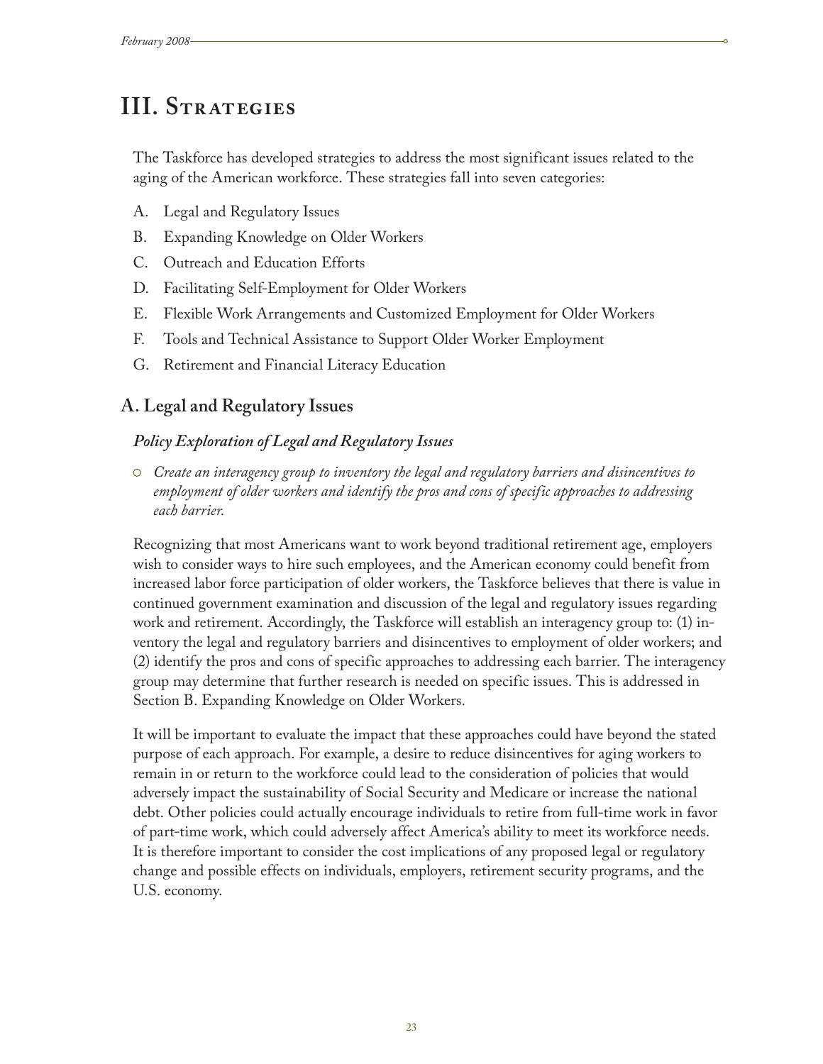# III. Strategies

The Taskforce has developed strategies to address the most significant issues related to the aging of the American workforce. These strategies fall into seven categories:

A. Legal and Regulatory Issues
B. Expanding Knowledge on Older Workers
C. Outreach and Education Efforts
D. Facilitating Self-Employment for Older Workers
E. Flexible Work Arrangements and Customized Employment for Older Workers
F. Tools and Technical Assistance to Support Older Worker Employment
G. Retirement and Financial Literacy Education

## A. Legal and Regulatory Issues

### *Policy Exploration of Legal and Regulatory Issues*

- *Create an interagency group to inventory the legal and regulatory barriers and disincentives to employment of older workers and identify the pros and cons of specific approaches to addressing each barrier.*

Recognizing that most Americans want to work beyond traditional retirement age, employers wish to consider ways to hire such employees, and the American economy could benefit from increased labor force participation of older workers, the Taskforce believes that there is value in continued government examination and discussion of the legal and regulatory issues regarding work and retirement. Accordingly, the Taskforce will establish an interagency group to: (1) inventory the legal and regulatory barriers and disincentives to employment of older workers; and (2) identify the pros and cons of specific approaches to addressing each barrier. The interagency group may determine that further research is needed on specific issues. This is addressed in Section B. Expanding Knowledge on Older Workers.

It will be important to evaluate the impact that these approaches could have beyond the stated purpose of each approach. For example, a desire to reduce disincentives for aging workers to remain in or return to the workforce could lead to the consideration of policies that would adversely impact the sustainability of Social Security and Medicare or increase the national debt. Other policies could actually encourage individuals to retire from full-time work in favor of part-time work, which could adversely affect America's ability to meet its workforce needs. It is therefore important to consider the cost implications of any proposed legal or regulatory change and possible effects on individuals, employers, retirement security programs, and the U.S. economy.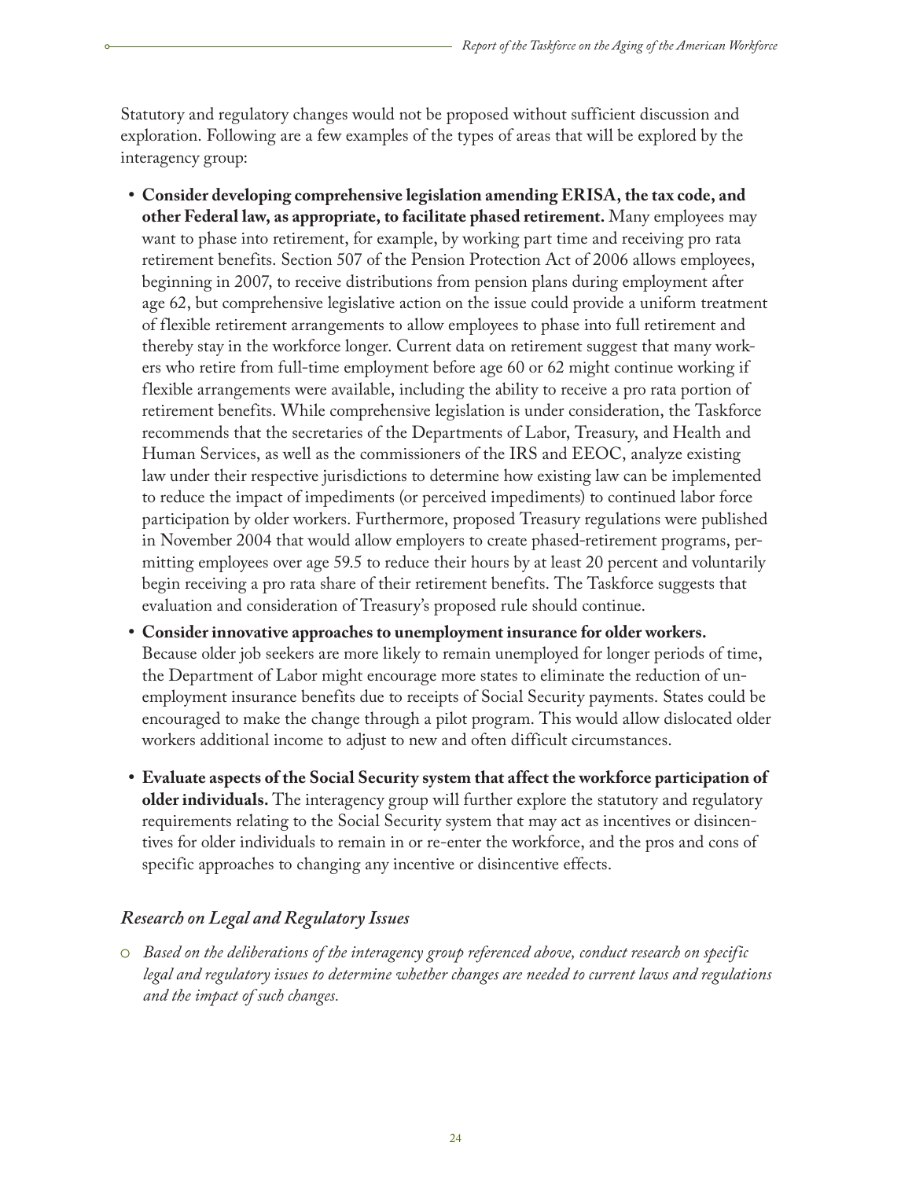Statutory and regulatory changes would not be proposed without sufficient discussion and exploration. Following are a few examples of the types of areas that will be explored by the interagency group:

- **Consider developing comprehensive legislation amending ERISA, the tax code, and other Federal law, as appropriate, to facilitate phased retirement.** Many employees may want to phase into retirement, for example, by working part time and receiving pro rata retirement benefits. Section 507 of the Pension Protection Act of 2006 allows employees, beginning in 2007, to receive distributions from pension plans during employment after age 62, but comprehensive legislative action on the issue could provide a uniform treatment of flexible retirement arrangements to allow employees to phase into full retirement and thereby stay in the workforce longer. Current data on retirement suggest that many workers who retire from full-time employment before age 60 or 62 might continue working if flexible arrangements were available, including the ability to receive a pro rata portion of retirement benefits. While comprehensive legislation is under consideration, the Taskforce recommends that the secretaries of the Departments of Labor, Treasury, and Health and Human Services, as well as the commissioners of the IRS and EEOC, analyze existing law under their respective jurisdictions to determine how existing law can be implemented to reduce the impact of impediments (or perceived impediments) to continued labor force participation by older workers. Furthermore, proposed Treasury regulations were published in November 2004 that would allow employers to create phased-retirement programs, permitting employees over age 59.5 to reduce their hours by at least 20 percent and voluntarily begin receiving a pro rata share of their retirement benefits. The Taskforce suggests that evaluation and consideration of Treasury's proposed rule should continue.
- **Consider innovative approaches to unemployment insurance for older workers.** Because older job seekers are more likely to remain unemployed for longer periods of time, the Department of Labor might encourage more states to eliminate the reduction of unemployment insurance benefits due to receipts of Social Security payments. States could be encouraged to make the change through a pilot program. This would allow dislocated older workers additional income to adjust to new and often difficult circumstances.
- **Evaluate aspects of the Social Security system that affect the workforce participation of older individuals.** The interagency group will further explore the statutory and regulatory requirements relating to the Social Security system that may act as incentives or disincentives for older individuals to remain in or re-enter the workforce, and the pros and cons of specific approaches to changing any incentive or disincentive effects.

### *Research on Legal and Regulatory Issues*

- *Based on the deliberations of the interagency group referenced above, conduct research on specific legal and regulatory issues to determine whether changes are needed to current laws and regulations and the impact of such changes.*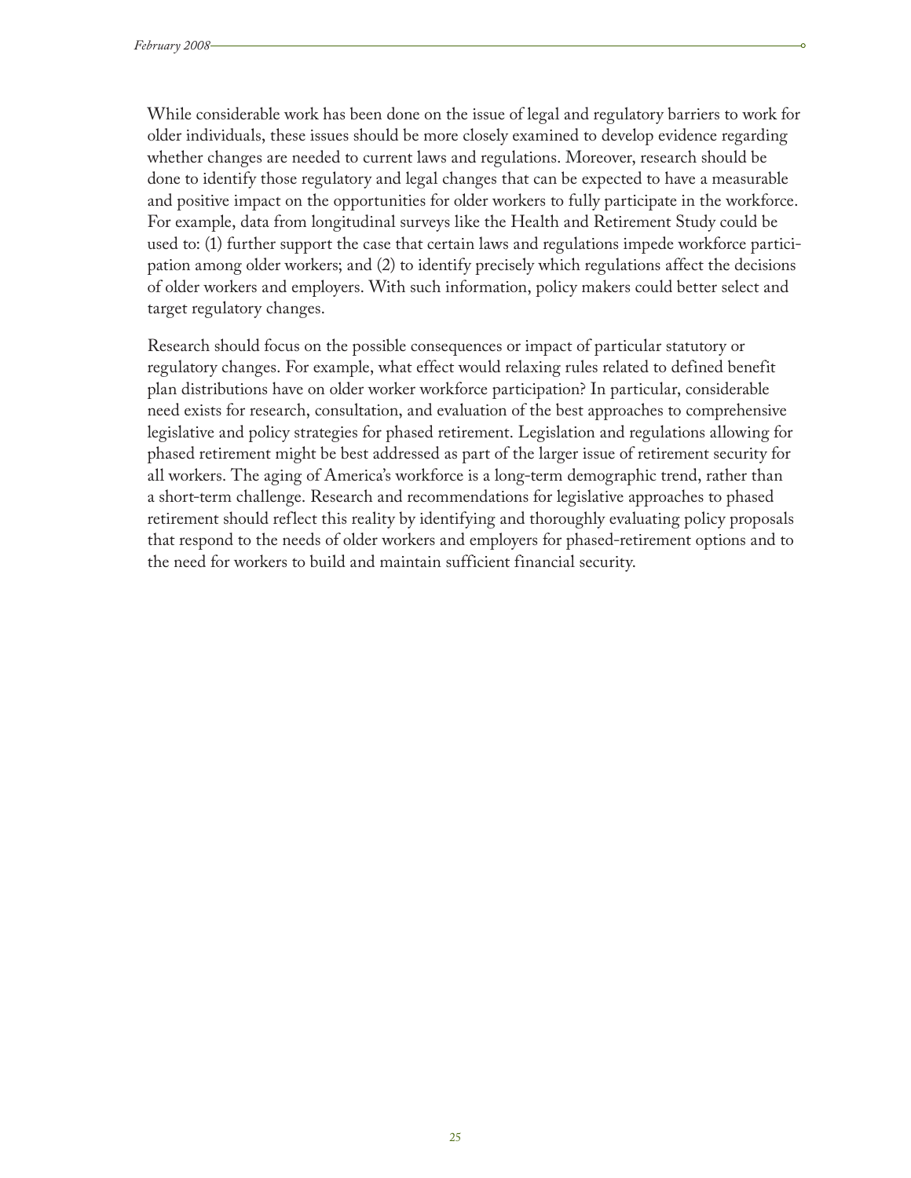While considerable work has been done on the issue of legal and regulatory barriers to work for older individuals, these issues should be more closely examined to develop evidence regarding whether changes are needed to current laws and regulations. Moreover, research should be done to identify those regulatory and legal changes that can be expected to have a measurable and positive impact on the opportunities for older workers to fully participate in the workforce. For example, data from longitudinal surveys like the Health and Retirement Study could be used to: (1) further support the case that certain laws and regulations impede workforce participation among older workers; and (2) to identify precisely which regulations affect the decisions of older workers and employers. With such information, policy makers could better select and target regulatory changes.

Research should focus on the possible consequences or impact of particular statutory or regulatory changes. For example, what effect would relaxing rules related to defined benefit plan distributions have on older worker workforce participation? In particular, considerable need exists for research, consultation, and evaluation of the best approaches to comprehensive legislative and policy strategies for phased retirement. Legislation and regulations allowing for phased retirement might be best addressed as part of the larger issue of retirement security for all workers. The aging of America's workforce is a long-term demographic trend, rather than a short-term challenge. Research and recommendations for legislative approaches to phased retirement should reflect this reality by identifying and thoroughly evaluating policy proposals that respond to the needs of older workers and employers for phased-retirement options and to the need for workers to build and maintain sufficient financial security.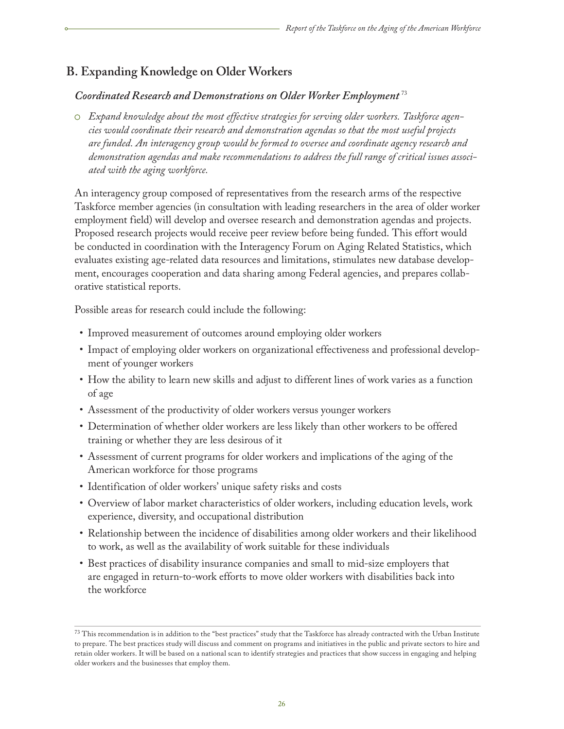## B. Expanding Knowledge on Older Workers

### *Coordinated Research and Demonstrations on Older Worker Employment*[73]

- *Expand knowledge about the most effective strategies for serving older workers. Taskforce agencies would coordinate their research and demonstration agendas so that the most useful projects are funded. An interagency group would be formed to oversee and coordinate agency research and demonstration agendas and make recommendations to address the full range of critical issues associated with the aging workforce.*

An interagency group composed of representatives from the research arms of the respective Taskforce member agencies (in consultation with leading researchers in the area of older worker employment field) will develop and oversee research and demonstration agendas and projects. Proposed research projects would receive peer review before being funded. This effort would be conducted in coordination with the Interagency Forum on Aging Related Statistics, which evaluates existing age-related data resources and limitations, stimulates new database development, encourages cooperation and data sharing among Federal agencies, and prepares collaborative statistical reports.

Possible areas for research could include the following:

- Improved measurement of outcomes around employing older workers
- Impact of employing older workers on organizational effectiveness and professional development of younger workers
- How the ability to learn new skills and adjust to different lines of work varies as a function of age
- Assessment of the productivity of older workers versus younger workers
- Determination of whether older workers are less likely than other workers to be offered training or whether they are less desirous of it
- Assessment of current programs for older workers and implications of the aging of the American workforce for those programs
- Identification of older workers' unique safety risks and costs
- Overview of labor market characteristics of older workers, including education levels, work experience, diversity, and occupational distribution
- Relationship between the incidence of disabilities among older workers and their likelihood to work, as well as the availability of work suitable for these individuals
- Best practices of disability insurance companies and small to mid-size employers that are engaged in return-to-work efforts to move older workers with disabilities back into the workforce

---

[73] This recommendation is in addition to the "best practices" study that the Taskforce has already contracted with the Urban Institute to prepare. The best practices study will discuss and comment on programs and initiatives in the public and private sectors to hire and retain older workers. It will be based on a national scan to identify strategies and practices that show success in engaging and helping older workers and the businesses that employ them.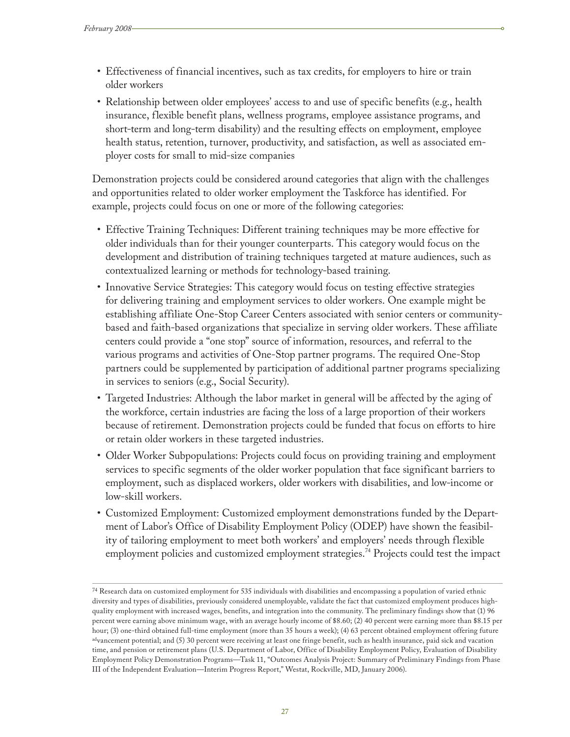- Effectiveness of financial incentives, such as tax credits, for employers to hire or train older workers
- Relationship between older employees' access to and use of specific benefits (e.g., health insurance, flexible benefit plans, wellness programs, employee assistance programs, and short-term and long-term disability) and the resulting effects on employment, employee health status, retention, turnover, productivity, and satisfaction, as well as associated employer costs for small to mid-size companies

Demonstration projects could be considered around categories that align with the challenges and opportunities related to older worker employment the Taskforce has identified. For example, projects could focus on one or more of the following categories:

- Effective Training Techniques: Different training techniques may be more effective for older individuals than for their younger counterparts. This category would focus on the development and distribution of training techniques targeted at mature audiences, such as contextualized learning or methods for technology-based training.
- Innovative Service Strategies: This category would focus on testing effective strategies for delivering training and employment services to older workers. One example might be establishing affiliate One-Stop Career Centers associated with senior centers or community-based and faith-based organizations that specialize in serving older workers. These affiliate centers could provide a "one stop" source of information, resources, and referral to the various programs and activities of One-Stop partner programs. The required One-Stop partners could be supplemented by participation of additional partner programs specializing in services to seniors (e.g., Social Security).
- Targeted Industries: Although the labor market in general will be affected by the aging of the workforce, certain industries are facing the loss of a large proportion of their workers because of retirement. Demonstration projects could be funded that focus on efforts to hire or retain older workers in these targeted industries.
- Older Worker Subpopulations: Projects could focus on providing training and employment services to specific segments of the older worker population that face significant barriers to employment, such as displaced workers, older workers with disabilities, and low-income or low-skill workers.
- Customized Employment: Customized employment demonstrations funded by the Department of Labor's Office of Disability Employment Policy (ODEP) have shown the feasibility of tailoring employment to meet both workers' and employers' needs through flexible employment policies and customized employment strategies.[74] Projects could test the impact

[74] Research data on customized employment for 535 individuals with disabilities and encompassing a population of varied ethnic diversity and types of disabilities, previously considered unemployable, validate the fact that customized employment produces high-quality employment with increased wages, benefits, and integration into the community. The preliminary findings show that (1) 96 percent were earning above minimum wage, with an average hourly income of $8.60; (2) 40 percent were earning more than $8.15 per hour; (3) one-third obtained full-time employment (more than 35 hours a week); (4) 63 percent obtained employment offering future advancement potential; and (5) 30 percent were receiving at least one fringe benefit, such as health insurance, paid sick and vacation time, and pension or retirement plans (U.S. Department of Labor, Office of Disability Employment Policy, Evaluation of Disability Employment Policy Demonstration Programs—Task 11, "Outcomes Analysis Project: Summary of Preliminary Findings from Phase III of the Independent Evaluation—Interim Progress Report," Westat, Rockville, MD, January 2006).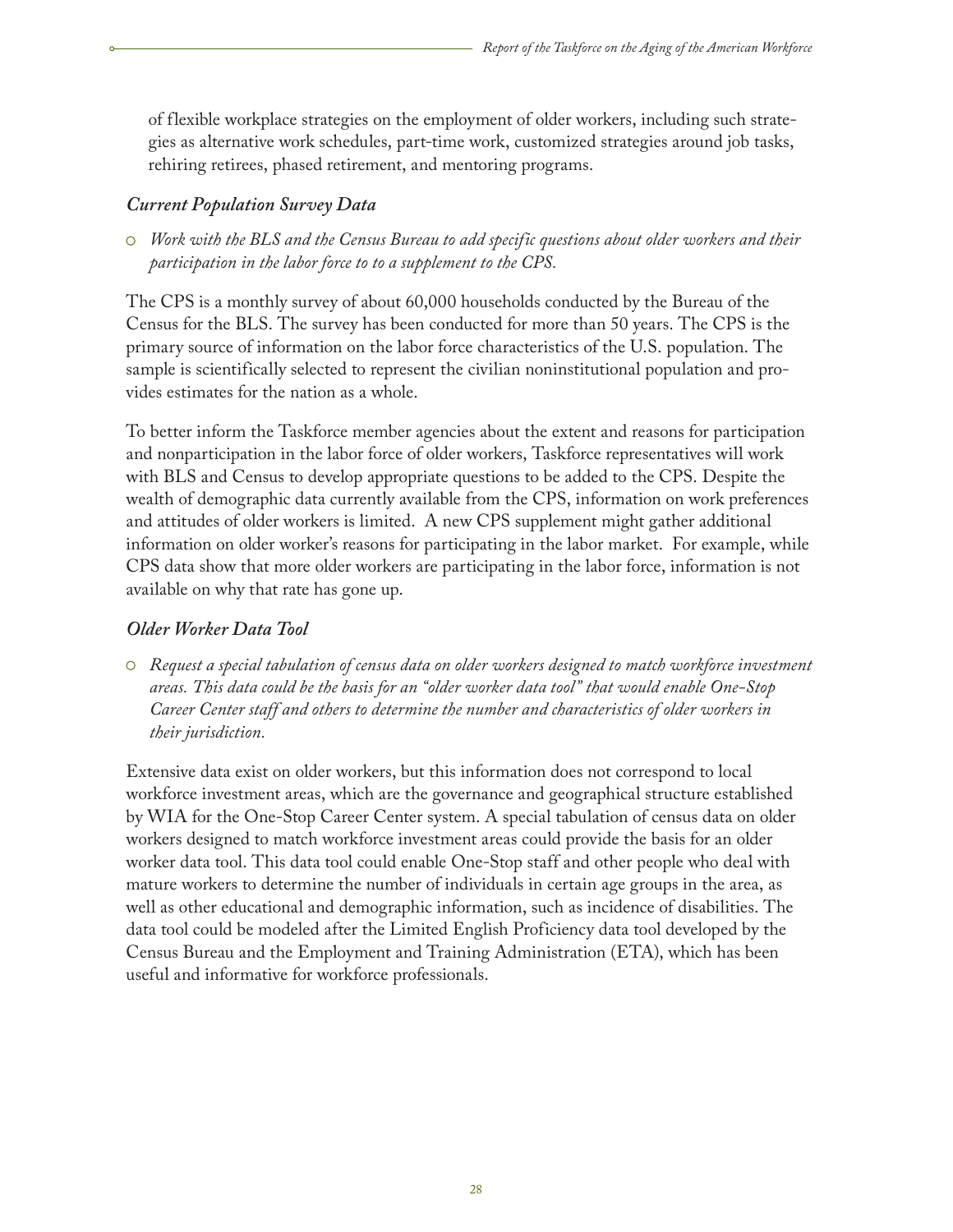of flexible workplace strategies on the employment of older workers, including such strategies as alternative work schedules, part-time work, customized strategies around job tasks, rehiring retirees, phased retirement, and mentoring programs.

### *Current Population Survey Data*

- *Work with the BLS and the Census Bureau to add specific questions about older workers and their participation in the labor force to to a supplement to the CPS.*

The CPS is a monthly survey of about 60,000 households conducted by the Bureau of the Census for the BLS. The survey has been conducted for more than 50 years. The CPS is the primary source of information on the labor force characteristics of the U.S. population. The sample is scientifically selected to represent the civilian noninstitutional population and provides estimates for the nation as a whole.

To better inform the Taskforce member agencies about the extent and reasons for participation and nonparticipation in the labor force of older workers, Taskforce representatives will work with BLS and Census to develop appropriate questions to be added to the CPS. Despite the wealth of demographic data currently available from the CPS, information on work preferences and attitudes of older workers is limited. A new CPS supplement might gather additional information on older worker's reasons for participating in the labor market. For example, while CPS data show that more older workers are participating in the labor force, information is not available on why that rate has gone up.

### *Older Worker Data Tool*

- *Request a special tabulation of census data on older workers designed to match workforce investment areas. This data could be the basis for an "older worker data tool" that would enable One-Stop Career Center staff and others to determine the number and characteristics of older workers in their jurisdiction.*

Extensive data exist on older workers, but this information does not correspond to local workforce investment areas, which are the governance and geographical structure established by WIA for the One-Stop Career Center system. A special tabulation of census data on older workers designed to match workforce investment areas could provide the basis for an older worker data tool. This data tool could enable One-Stop staff and other people who deal with mature workers to determine the number of individuals in certain age groups in the area, as well as other educational and demographic information, such as incidence of disabilities. The data tool could be modeled after the Limited English Proficiency data tool developed by the Census Bureau and the Employment and Training Administration (ETA), which has been useful and informative for workforce professionals.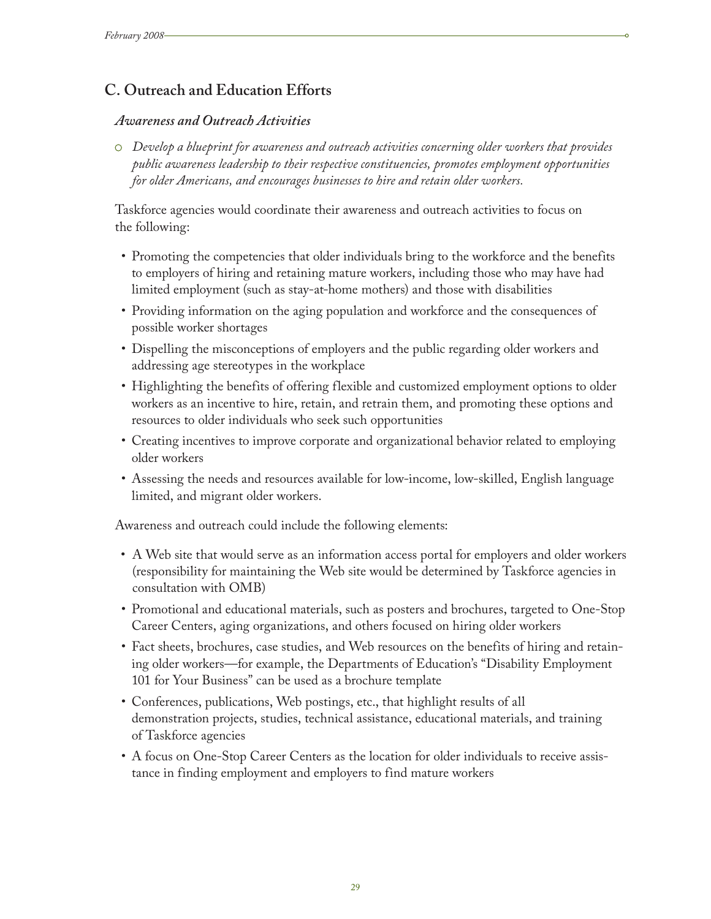## C. Outreach and Education Efforts

### *Awareness and Outreach Activities*

- *Develop a blueprint for awareness and outreach activities concerning older workers that provides public awareness leadership to their respective constituencies, promotes employment opportunities for older Americans, and encourages businesses to hire and retain older workers.*

Taskforce agencies would coordinate their awareness and outreach activities to focus on the following:

- Promoting the competencies that older individuals bring to the workforce and the benefits to employers of hiring and retaining mature workers, including those who may have had limited employment (such as stay-at-home mothers) and those with disabilities
- Providing information on the aging population and workforce and the consequences of possible worker shortages
- Dispelling the misconceptions of employers and the public regarding older workers and addressing age stereotypes in the workplace
- Highlighting the benefits of offering flexible and customized employment options to older workers as an incentive to hire, retain, and retrain them, and promoting these options and resources to older individuals who seek such opportunities
- Creating incentives to improve corporate and organizational behavior related to employing older workers
- Assessing the needs and resources available for low-income, low-skilled, English language limited, and migrant older workers.

Awareness and outreach could include the following elements:

- A Web site that would serve as an information access portal for employers and older workers (responsibility for maintaining the Web site would be determined by Taskforce agencies in consultation with OMB)
- Promotional and educational materials, such as posters and brochures, targeted to One-Stop Career Centers, aging organizations, and others focused on hiring older workers
- Fact sheets, brochures, case studies, and Web resources on the benefits of hiring and retaining older workers—for example, the Departments of Education's "Disability Employment 101 for Your Business" can be used as a brochure template
- Conferences, publications, Web postings, etc., that highlight results of all demonstration projects, studies, technical assistance, educational materials, and training of Taskforce agencies
- A focus on One-Stop Career Centers as the location for older individuals to receive assistance in finding employment and employers to find mature workers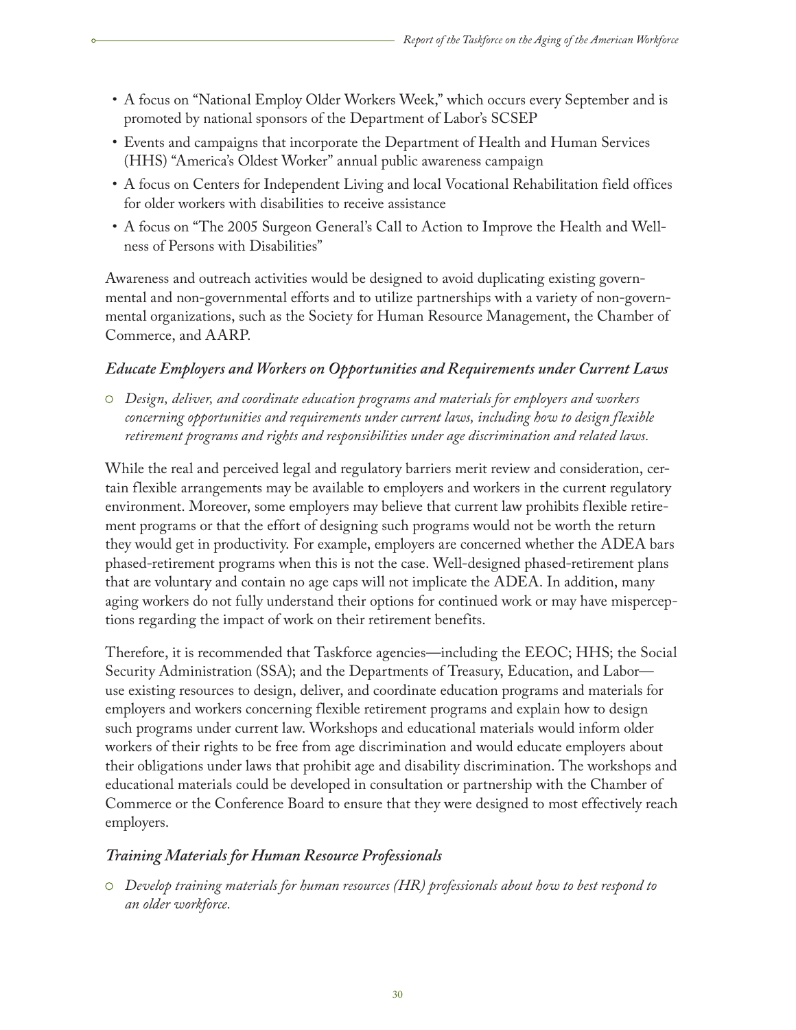- A focus on "National Employ Older Workers Week," which occurs every September and is promoted by national sponsors of the Department of Labor's SCSEP
- Events and campaigns that incorporate the Department of Health and Human Services (HHS) "America's Oldest Worker" annual public awareness campaign
- A focus on Centers for Independent Living and local Vocational Rehabilitation field offices for older workers with disabilities to receive assistance
- A focus on "The 2005 Surgeon General's Call to Action to Improve the Health and Wellness of Persons with Disabilities"

Awareness and outreach activities would be designed to avoid duplicating existing governmental and non-governmental efforts and to utilize partnerships with a variety of non-governmental organizations, such as the Society for Human Resource Management, the Chamber of Commerce, and AARP.

### *Educate Employers and Workers on Opportunities and Requirements under Current Laws*

- *Design, deliver, and coordinate education programs and materials for employers and workers concerning opportunities and requirements under current laws, including how to design flexible retirement programs and rights and responsibilities under age discrimination and related laws.*

While the real and perceived legal and regulatory barriers merit review and consideration, certain flexible arrangements may be available to employers and workers in the current regulatory environment. Moreover, some employers may believe that current law prohibits flexible retirement programs or that the effort of designing such programs would not be worth the return they would get in productivity. For example, employers are concerned whether the ADEA bars phased-retirement programs when this is not the case. Well-designed phased-retirement plans that are voluntary and contain no age caps will not implicate the ADEA. In addition, many aging workers do not fully understand their options for continued work or may have misperceptions regarding the impact of work on their retirement benefits.

Therefore, it is recommended that Taskforce agencies—including the EEOC; HHS; the Social Security Administration (SSA); and the Departments of Treasury, Education, and Labor—use existing resources to design, deliver, and coordinate education programs and materials for employers and workers concerning flexible retirement programs and explain how to design such programs under current law. Workshops and educational materials would inform older workers of their rights to be free from age discrimination and would educate employers about their obligations under laws that prohibit age and disability discrimination. The workshops and educational materials could be developed in consultation or partnership with the Chamber of Commerce or the Conference Board to ensure that they were designed to most effectively reach employers.

### *Training Materials for Human Resource Professionals*

- *Develop training materials for human resources (HR) professionals about how to best respond to an older workforce.*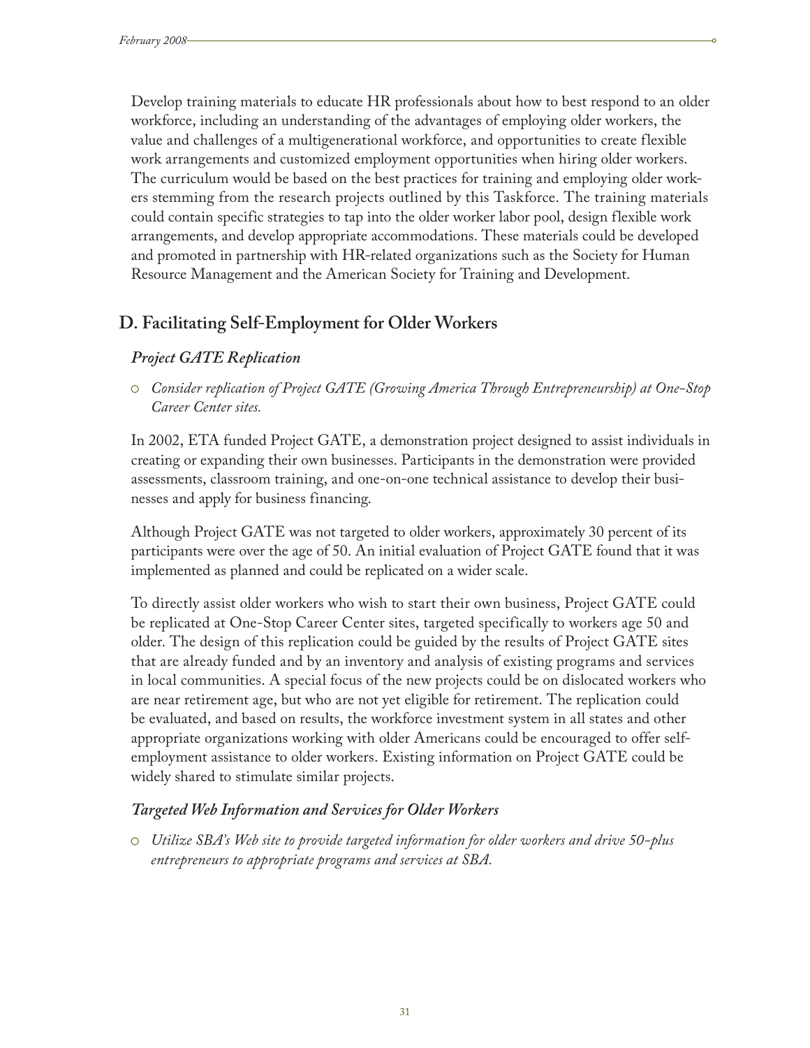Develop training materials to educate HR professionals about how to best respond to an older workforce, including an understanding of the advantages of employing older workers, the value and challenges of a multigenerational workforce, and opportunities to create flexible work arrangements and customized employment opportunities when hiring older workers. The curriculum would be based on the best practices for training and employing older workers stemming from the research projects outlined by this Taskforce. The training materials could contain specific strategies to tap into the older worker labor pool, design flexible work arrangements, and develop appropriate accommodations. These materials could be developed and promoted in partnership with HR-related organizations such as the Society for Human Resource Management and the American Society for Training and Development.

## D. Facilitating Self-Employment for Older Workers

### *Project GATE Replication*

- *Consider replication of Project GATE (Growing America Through Entrepreneurship) at One-Stop Career Center sites.*

In 2002, ETA funded Project GATE, a demonstration project designed to assist individuals in creating or expanding their own businesses. Participants in the demonstration were provided assessments, classroom training, and one-on-one technical assistance to develop their businesses and apply for business financing.

Although Project GATE was not targeted to older workers, approximately 30 percent of its participants were over the age of 50. An initial evaluation of Project GATE found that it was implemented as planned and could be replicated on a wider scale.

To directly assist older workers who wish to start their own business, Project GATE could be replicated at One-Stop Career Center sites, targeted specifically to workers age 50 and older. The design of this replication could be guided by the results of Project GATE sites that are already funded and by an inventory and analysis of existing programs and services in local communities. A special focus of the new projects could be on dislocated workers who are near retirement age, but who are not yet eligible for retirement. The replication could be evaluated, and based on results, the workforce investment system in all states and other appropriate organizations working with older Americans could be encouraged to offer self-employment assistance to older workers. Existing information on Project GATE could be widely shared to stimulate similar projects.

### *Targeted Web Information and Services for Older Workers*

- *Utilize SBA's Web site to provide targeted information for older workers and drive 50-plus entrepreneurs to appropriate programs and services at SBA.*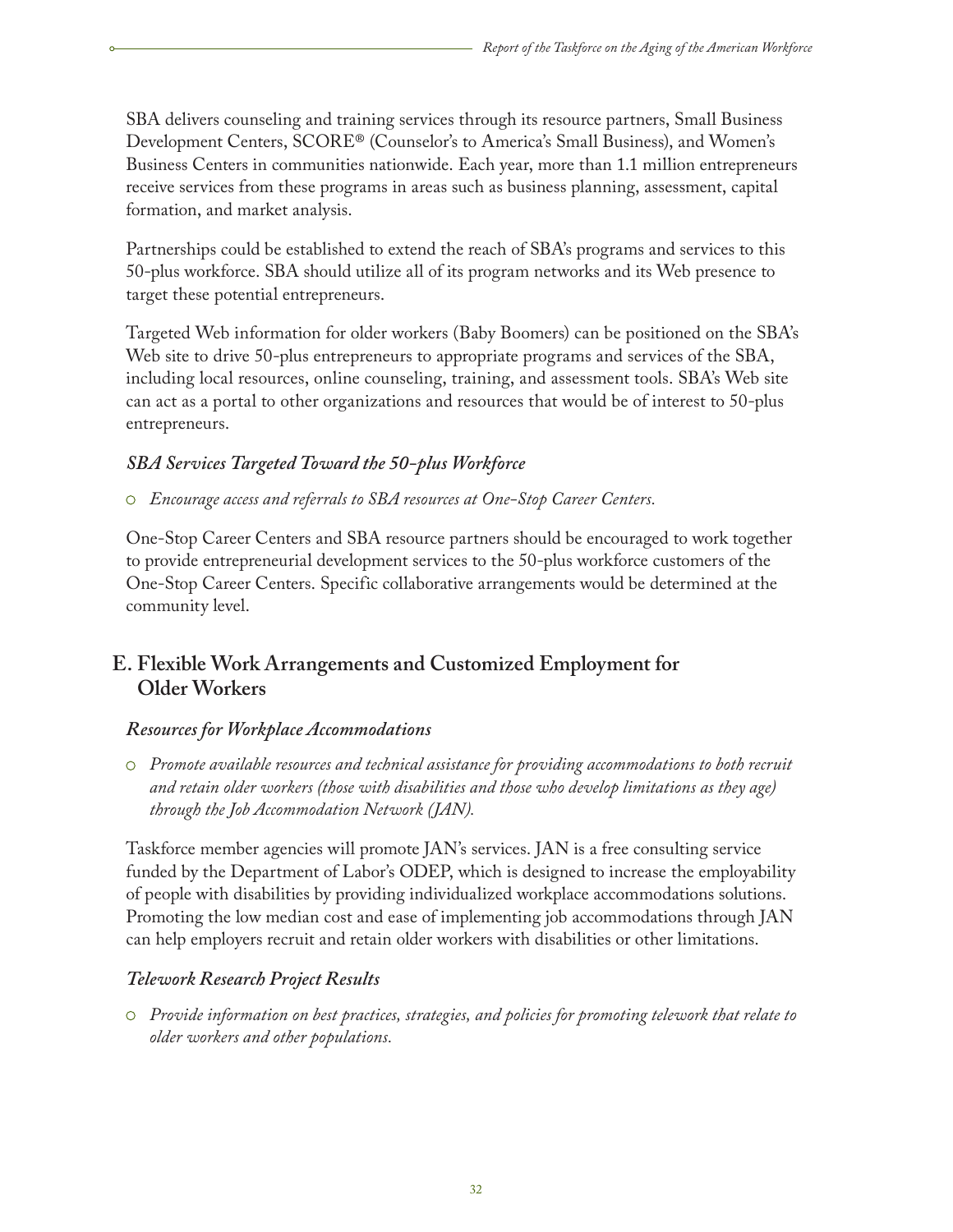SBA delivers counseling and training services through its resource partners, Small Business Development Centers, SCORE® (Counselor's to America's Small Business), and Women's Business Centers in communities nationwide. Each year, more than 1.1 million entrepreneurs receive services from these programs in areas such as business planning, assessment, capital formation, and market analysis.

Partnerships could be established to extend the reach of SBA's programs and services to this 50-plus workforce. SBA should utilize all of its program networks and its Web presence to target these potential entrepreneurs.

Targeted Web information for older workers (Baby Boomers) can be positioned on the SBA's Web site to drive 50-plus entrepreneurs to appropriate programs and services of the SBA, including local resources, online counseling, training, and assessment tools. SBA's Web site can act as a portal to other organizations and resources that would be of interest to 50-plus entrepreneurs.

### *SBA Services Targeted Toward the 50-plus Workforce*

- *Encourage access and referrals to SBA resources at One-Stop Career Centers.*

One-Stop Career Centers and SBA resource partners should be encouraged to work together to provide entrepreneurial development services to the 50-plus workforce customers of the One-Stop Career Centers. Specific collaborative arrangements would be determined at the community level.

## E. Flexible Work Arrangements and Customized Employment for Older Workers

### *Resources for Workplace Accommodations*

- *Promote available resources and technical assistance for providing accommodations to both recruit and retain older workers (those with disabilities and those who develop limitations as they age) through the Job Accommodation Network (JAN).*

Taskforce member agencies will promote JAN's services. JAN is a free consulting service funded by the Department of Labor's ODEP, which is designed to increase the employability of people with disabilities by providing individualized workplace accommodations solutions. Promoting the low median cost and ease of implementing job accommodations through JAN can help employers recruit and retain older workers with disabilities or other limitations.

### *Telework Research Project Results*

- *Provide information on best practices, strategies, and policies for promoting telework that relate to older workers and other populations.*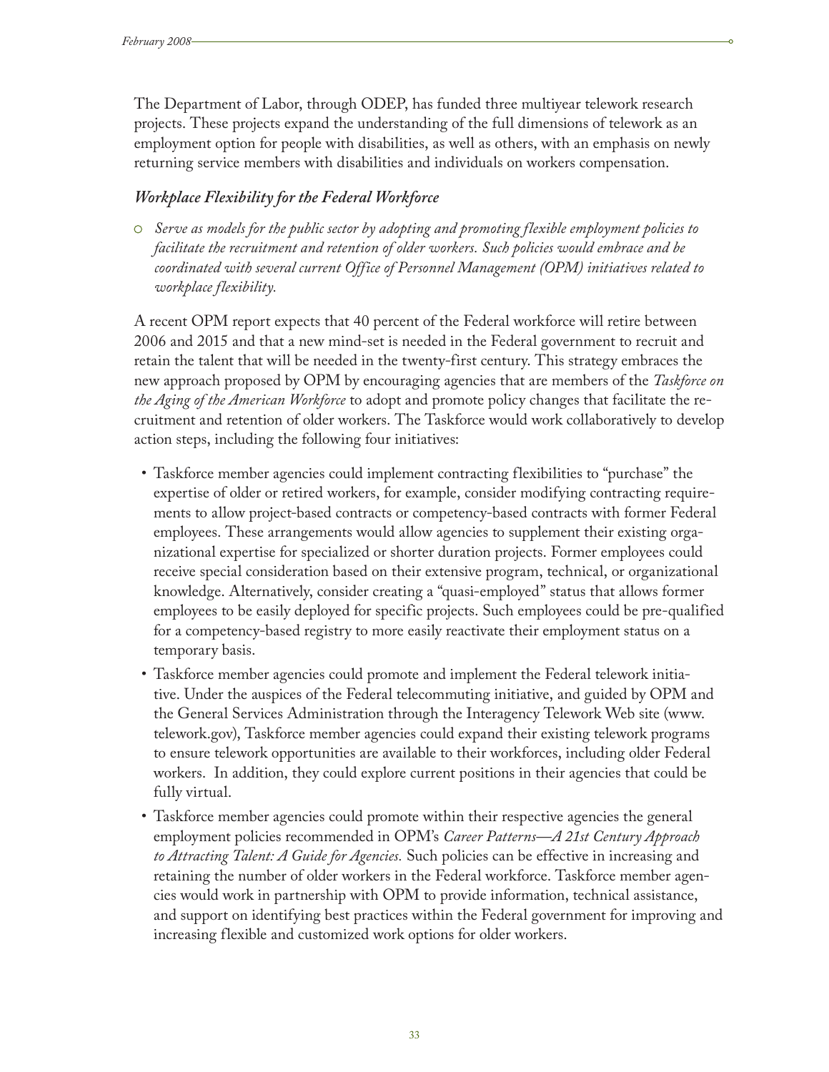The Department of Labor, through ODEP, has funded three multiyear telework research projects. These projects expand the understanding of the full dimensions of telework as an employment option for people with disabilities, as well as others, with an emphasis on newly returning service members with disabilities and individuals on workers compensation.

### *Workplace Flexibility for the Federal Workforce*

- *Serve as models for the public sector by adopting and promoting flexible employment policies to facilitate the recruitment and retention of older workers. Such policies would embrace and be coordinated with several current Office of Personnel Management (OPM) initiatives related to workplace flexibility.*

A recent OPM report expects that 40 percent of the Federal workforce will retire between 2006 and 2015 and that a new mind-set is needed in the Federal government to recruit and retain the talent that will be needed in the twenty-first century. This strategy embraces the new approach proposed by OPM by encouraging agencies that are members of the *Taskforce on the Aging of the American Workforce* to adopt and promote policy changes that facilitate the recruitment and retention of older workers. The Taskforce would work collaboratively to develop action steps, including the following four initiatives:

- Taskforce member agencies could implement contracting flexibilities to "purchase" the expertise of older or retired workers, for example, consider modifying contracting requirements to allow project-based contracts or competency-based contracts with former Federal employees. These arrangements would allow agencies to supplement their existing organizational expertise for specialized or shorter duration projects. Former employees could receive special consideration based on their extensive program, technical, or organizational knowledge. Alternatively, consider creating a "quasi-employed" status that allows former employees to be easily deployed for specific projects. Such employees could be pre-qualified for a competency-based registry to more easily reactivate their employment status on a temporary basis.
- Taskforce member agencies could promote and implement the Federal telework initiative. Under the auspices of the Federal telecommuting initiative, and guided by OPM and the General Services Administration through the Interagency Telework Web site (www.telework.gov), Taskforce member agencies could expand their existing telework programs to ensure telework opportunities are available to their workforces, including older Federal workers. In addition, they could explore current positions in their agencies that could be fully virtual.
- Taskforce member agencies could promote within their respective agencies the general employment policies recommended in OPM's *Career Patterns—A 21st Century Approach to Attracting Talent: A Guide for Agencies.* Such policies can be effective in increasing and retaining the number of older workers in the Federal workforce. Taskforce member agencies would work in partnership with OPM to provide information, technical assistance, and support on identifying best practices within the Federal government for improving and increasing flexible and customized work options for older workers.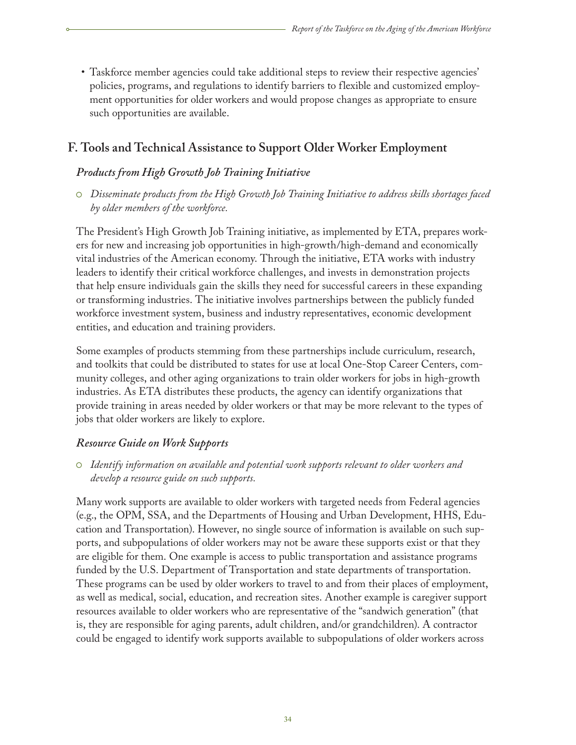- Taskforce member agencies could take additional steps to review their respective agencies' policies, programs, and regulations to identify barriers to flexible and customized employment opportunities for older workers and would propose changes as appropriate to ensure such opportunities are available.

## F. Tools and Technical Assistance to Support Older Worker Employment

### *Products from High Growth Job Training Initiative*

- *Disseminate products from the High Growth Job Training Initiative to address skills shortages faced by older members of the workforce.*

The President's High Growth Job Training initiative, as implemented by ETA, prepares workers for new and increasing job opportunities in high-growth/high-demand and economically vital industries of the American economy. Through the initiative, ETA works with industry leaders to identify their critical workforce challenges, and invests in demonstration projects that help ensure individuals gain the skills they need for successful careers in these expanding or transforming industries. The initiative involves partnerships between the publicly funded workforce investment system, business and industry representatives, economic development entities, and education and training providers.

Some examples of products stemming from these partnerships include curriculum, research, and toolkits that could be distributed to states for use at local One-Stop Career Centers, community colleges, and other aging organizations to train older workers for jobs in high-growth industries. As ETA distributes these products, the agency can identify organizations that provide training in areas needed by older workers or that may be more relevant to the types of jobs that older workers are likely to explore.

### *Resource Guide on Work Supports*

- *Identify information on available and potential work supports relevant to older workers and develop a resource guide on such supports.*

Many work supports are available to older workers with targeted needs from Federal agencies (e.g., the OPM, SSA, and the Departments of Housing and Urban Development, HHS, Education and Transportation). However, no single source of information is available on such supports, and subpopulations of older workers may not be aware these supports exist or that they are eligible for them. One example is access to public transportation and assistance programs funded by the U.S. Department of Transportation and state departments of transportation. These programs can be used by older workers to travel to and from their places of employment, as well as medical, social, education, and recreation sites. Another example is caregiver support resources available to older workers who are representative of the "sandwich generation" (that is, they are responsible for aging parents, adult children, and/or grandchildren). A contractor could be engaged to identify work supports available to subpopulations of older workers across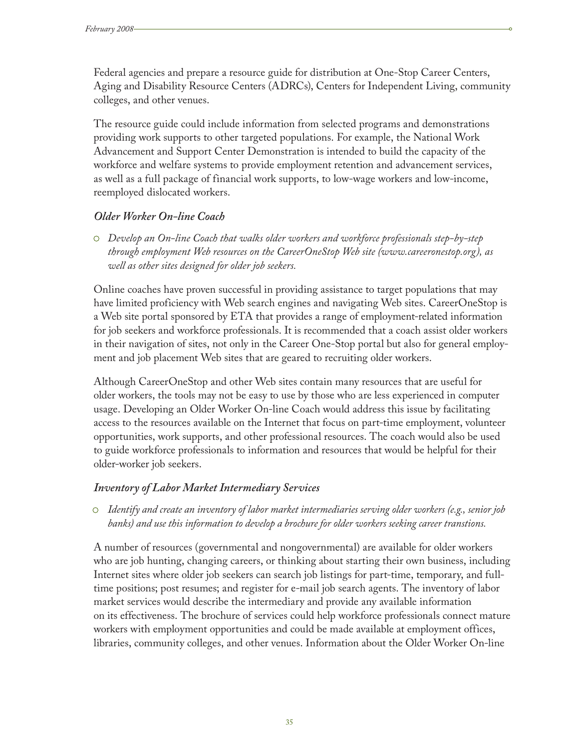Federal agencies and prepare a resource guide for distribution at One-Stop Career Centers, Aging and Disability Resource Centers (ADRCs), Centers for Independent Living, community colleges, and other venues.

The resource guide could include information from selected programs and demonstrations providing work supports to other targeted populations. For example, the National Work Advancement and Support Center Demonstration is intended to build the capacity of the workforce and welfare systems to provide employment retention and advancement services, as well as a full package of financial work supports, to low-wage workers and low-income, reemployed dislocated workers.

### *Older Worker On-line Coach*

- *Develop an On-line Coach that walks older workers and workforce professionals step-by-step through employment Web resources on the CareerOneStop Web site (www.careeronestop.org), as well as other sites designed for older job seekers.*

Online coaches have proven successful in providing assistance to target populations that may have limited proficiency with Web search engines and navigating Web sites. CareerOneStop is a Web site portal sponsored by ETA that provides a range of employment-related information for job seekers and workforce professionals. It is recommended that a coach assist older workers in their navigation of sites, not only in the Career One-Stop portal but also for general employment and job placement Web sites that are geared to recruiting older workers.

Although CareerOneStop and other Web sites contain many resources that are useful for older workers, the tools may not be easy to use by those who are less experienced in computer usage. Developing an Older Worker On-line Coach would address this issue by facilitating access to the resources available on the Internet that focus on part-time employment, volunteer opportunities, work supports, and other professional resources. The coach would also be used to guide workforce professionals to information and resources that would be helpful for their older-worker job seekers.

### *Inventory of Labor Market Intermediary Services*

- *Identify and create an inventory of labor market intermediaries serving older workers (e.g., senior job banks) and use this information to develop a brochure for older workers seeking career transtions.*

A number of resources (governmental and nongovernmental) are available for older workers who are job hunting, changing careers, or thinking about starting their own business, including Internet sites where older job seekers can search job listings for part-time, temporary, and full-time positions; post resumes; and register for e-mail job search agents. The inventory of labor market services would describe the intermediary and provide any available information on its effectiveness. The brochure of services could help workforce professionals connect mature workers with employment opportunities and could be made available at employment offices, libraries, community colleges, and other venues. Information about the Older Worker On-line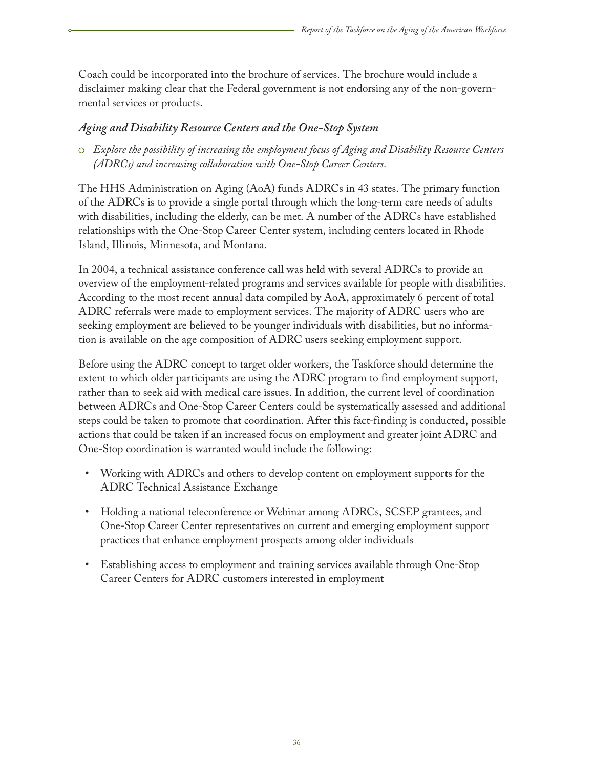Coach could be incorporated into the brochure of services. The brochure would include a disclaimer making clear that the Federal government is not endorsing any of the non-governmental services or products.

### *Aging and Disability Resource Centers and the One-Stop System*

- *Explore the possibility of increasing the employment focus of Aging and Disability Resource Centers (ADRCs) and increasing collaboration with One-Stop Career Centers.*

The HHS Administration on Aging (AoA) funds ADRCs in 43 states. The primary function of the ADRCs is to provide a single portal through which the long-term care needs of adults with disabilities, including the elderly, can be met. A number of the ADRCs have established relationships with the One-Stop Career Center system, including centers located in Rhode Island, Illinois, Minnesota, and Montana.

In 2004, a technical assistance conference call was held with several ADRCs to provide an overview of the employment-related programs and services available for people with disabilities. According to the most recent annual data compiled by AoA, approximately 6 percent of total ADRC referrals were made to employment services. The majority of ADRC users who are seeking employment are believed to be younger individuals with disabilities, but no information is available on the age composition of ADRC users seeking employment support.

Before using the ADRC concept to target older workers, the Taskforce should determine the extent to which older participants are using the ADRC program to find employment support, rather than to seek aid with medical care issues. In addition, the current level of coordination between ADRCs and One-Stop Career Centers could be systematically assessed and additional steps could be taken to promote that coordination. After this fact-finding is conducted, possible actions that could be taken if an increased focus on employment and greater joint ADRC and One-Stop coordination is warranted would include the following:

- Working with ADRCs and others to develop content on employment supports for the ADRC Technical Assistance Exchange
- Holding a national teleconference or Webinar among ADRCs, SCSEP grantees, and One-Stop Career Center representatives on current and emerging employment support practices that enhance employment prospects among older individuals
- Establishing access to employment and training services available through One-Stop Career Centers for ADRC customers interested in employment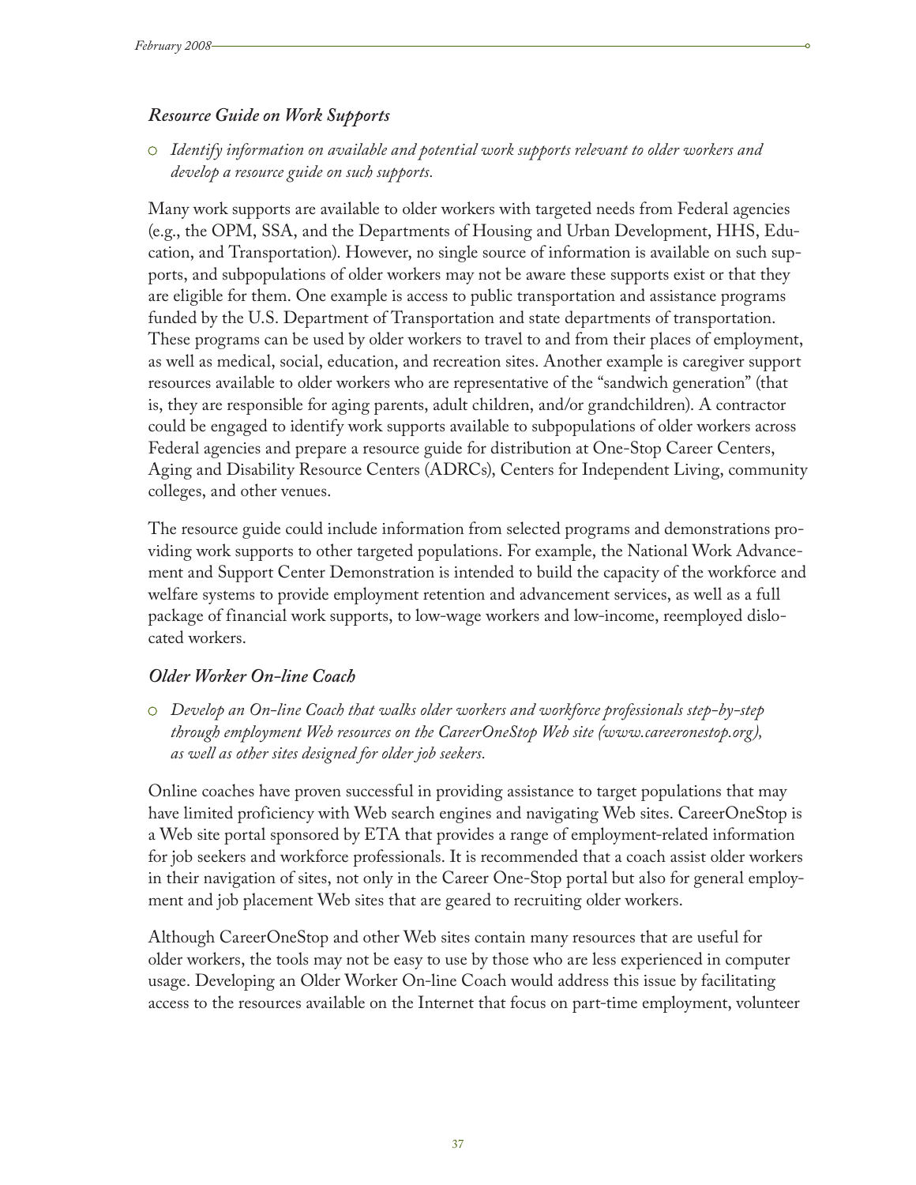### *Resource Guide on Work Supports*

- *Identify information on available and potential work supports relevant to older workers and develop a resource guide on such supports.*

Many work supports are available to older workers with targeted needs from Federal agencies (e.g., the OPM, SSA, and the Departments of Housing and Urban Development, HHS, Education, and Transportation). However, no single source of information is available on such supports, and subpopulations of older workers may not be aware these supports exist or that they are eligible for them. One example is access to public transportation and assistance programs funded by the U.S. Department of Transportation and state departments of transportation. These programs can be used by older workers to travel to and from their places of employment, as well as medical, social, education, and recreation sites. Another example is caregiver support resources available to older workers who are representative of the "sandwich generation" (that is, they are responsible for aging parents, adult children, and/or grandchildren). A contractor could be engaged to identify work supports available to subpopulations of older workers across Federal agencies and prepare a resource guide for distribution at One-Stop Career Centers, Aging and Disability Resource Centers (ADRCs), Centers for Independent Living, community colleges, and other venues.

The resource guide could include information from selected programs and demonstrations providing work supports to other targeted populations. For example, the National Work Advancement and Support Center Demonstration is intended to build the capacity of the workforce and welfare systems to provide employment retention and advancement services, as well as a full package of financial work supports, to low-wage workers and low-income, reemployed dislocated workers.

### *Older Worker On-line Coach*

- *Develop an On-line Coach that walks older workers and workforce professionals step-by-step through employment Web resources on the CareerOneStop Web site (www.careeronestop.org), as well as other sites designed for older job seekers.*

Online coaches have proven successful in providing assistance to target populations that may have limited proficiency with Web search engines and navigating Web sites. CareerOneStop is a Web site portal sponsored by ETA that provides a range of employment-related information for job seekers and workforce professionals. It is recommended that a coach assist older workers in their navigation of sites, not only in the Career One-Stop portal but also for general employment and job placement Web sites that are geared to recruiting older workers.

Although CareerOneStop and other Web sites contain many resources that are useful for older workers, the tools may not be easy to use by those who are less experienced in computer usage. Developing an Older Worker On-line Coach would address this issue by facilitating access to the resources available on the Internet that focus on part-time employment, volunteer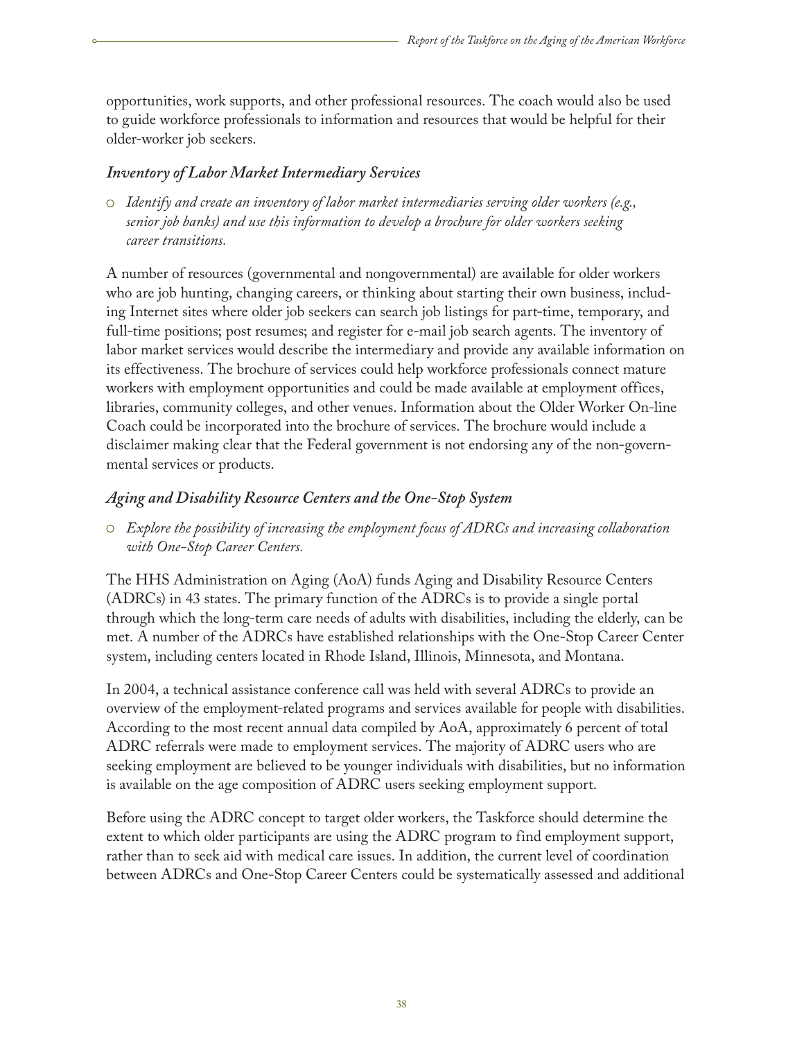opportunities, work supports, and other professional resources. The coach would also be used to guide workforce professionals to information and resources that would be helpful for their older-worker job seekers.

### *Inventory of Labor Market Intermediary Services*

- *Identify and create an inventory of labor market intermediaries serving older workers (e.g., senior job banks) and use this information to develop a brochure for older workers seeking career transitions.*

A number of resources (governmental and nongovernmental) are available for older workers who are job hunting, changing careers, or thinking about starting their own business, including Internet sites where older job seekers can search job listings for part-time, temporary, and full-time positions; post resumes; and register for e-mail job search agents. The inventory of labor market services would describe the intermediary and provide any available information on its effectiveness. The brochure of services could help workforce professionals connect mature workers with employment opportunities and could be made available at employment offices, libraries, community colleges, and other venues. Information about the Older Worker On-line Coach could be incorporated into the brochure of services. The brochure would include a disclaimer making clear that the Federal government is not endorsing any of the non-governmental services or products.

### *Aging and Disability Resource Centers and the One-Stop System*

- *Explore the possibility of increasing the employment focus of ADRCs and increasing collaboration with One-Stop Career Centers.*

The HHS Administration on Aging (AoA) funds Aging and Disability Resource Centers (ADRCs) in 43 states. The primary function of the ADRCs is to provide a single portal through which the long-term care needs of adults with disabilities, including the elderly, can be met. A number of the ADRCs have established relationships with the One-Stop Career Center system, including centers located in Rhode Island, Illinois, Minnesota, and Montana.

In 2004, a technical assistance conference call was held with several ADRCs to provide an overview of the employment-related programs and services available for people with disabilities. According to the most recent annual data compiled by AoA, approximately 6 percent of total ADRC referrals were made to employment services. The majority of ADRC users who are seeking employment are believed to be younger individuals with disabilities, but no information is available on the age composition of ADRC users seeking employment support.

Before using the ADRC concept to target older workers, the Taskforce should determine the extent to which older participants are using the ADRC program to find employment support, rather than to seek aid with medical care issues. In addition, the current level of coordination between ADRCs and One-Stop Career Centers could be systematically assessed and additional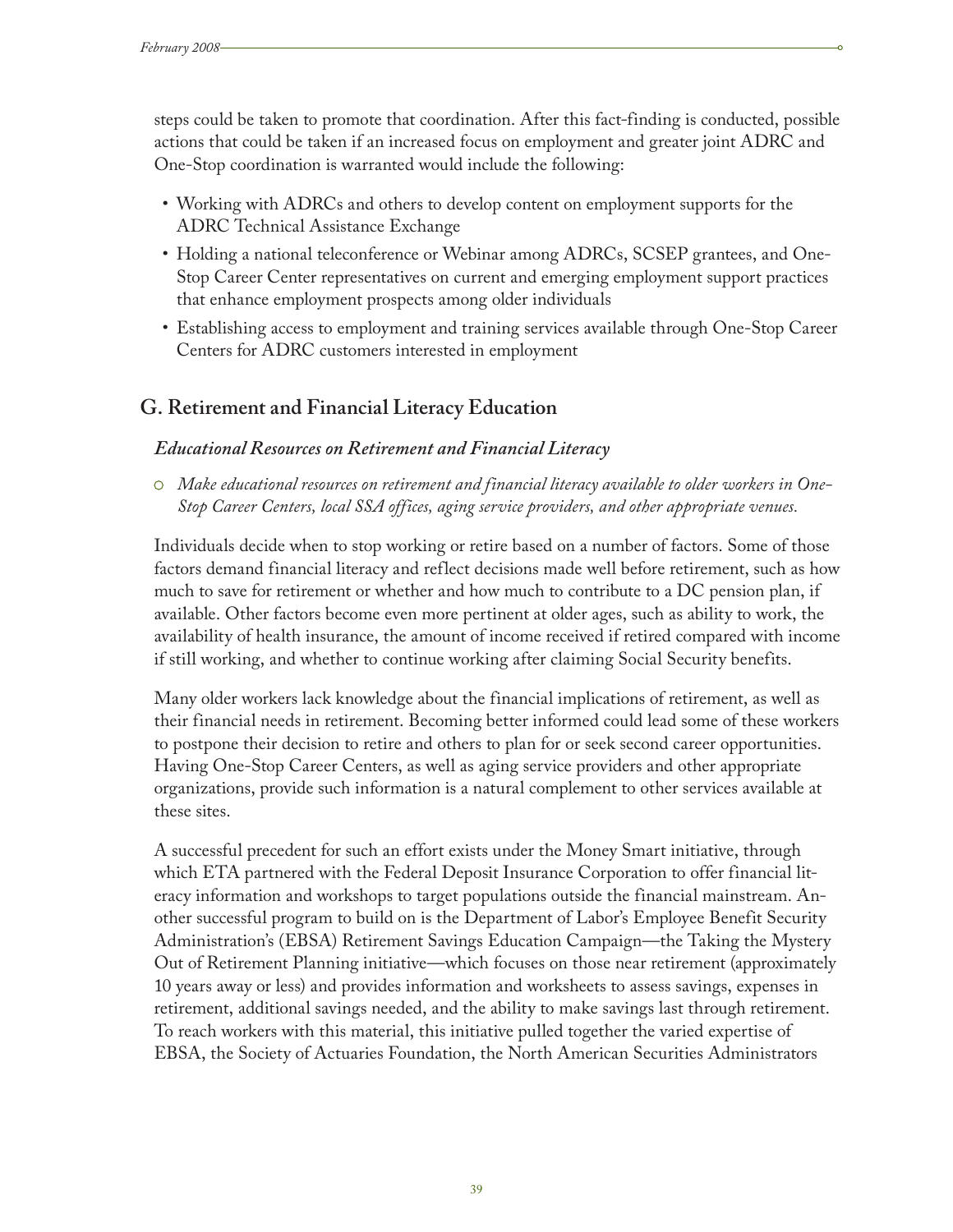steps could be taken to promote that coordination. After this fact-finding is conducted, possible actions that could be taken if an increased focus on employment and greater joint ADRC and One-Stop coordination is warranted would include the following:

- Working with ADRCs and others to develop content on employment supports for the ADRC Technical Assistance Exchange
- Holding a national teleconference or Webinar among ADRCs, SCSEP grantees, and One-Stop Career Center representatives on current and emerging employment support practices that enhance employment prospects among older individuals
- Establishing access to employment and training services available through One-Stop Career Centers for ADRC customers interested in employment

## G. Retirement and Financial Literacy Education

### *Educational Resources on Retirement and Financial Literacy*

- *Make educational resources on retirement and financial literacy available to older workers in One-Stop Career Centers, local SSA offices, aging service providers, and other appropriate venues.*

Individuals decide when to stop working or retire based on a number of factors. Some of those factors demand financial literacy and reflect decisions made well before retirement, such as how much to save for retirement or whether and how much to contribute to a DC pension plan, if available. Other factors become even more pertinent at older ages, such as ability to work, the availability of health insurance, the amount of income received if retired compared with income if still working, and whether to continue working after claiming Social Security benefits.

Many older workers lack knowledge about the financial implications of retirement, as well as their financial needs in retirement. Becoming better informed could lead some of these workers to postpone their decision to retire and others to plan for or seek second career opportunities. Having One-Stop Career Centers, as well as aging service providers and other appropriate organizations, provide such information is a natural complement to other services available at these sites.

A successful precedent for such an effort exists under the Money Smart initiative, through which ETA partnered with the Federal Deposit Insurance Corporation to offer financial literacy information and workshops to target populations outside the financial mainstream. Another successful program to build on is the Department of Labor's Employee Benefit Security Administration's (EBSA) Retirement Savings Education Campaign—the Taking the Mystery Out of Retirement Planning initiative—which focuses on those near retirement (approximately 10 years away or less) and provides information and worksheets to assess savings, expenses in retirement, additional savings needed, and the ability to make savings last through retirement. To reach workers with this material, this initiative pulled together the varied expertise of EBSA, the Society of Actuaries Foundation, the North American Securities Administrators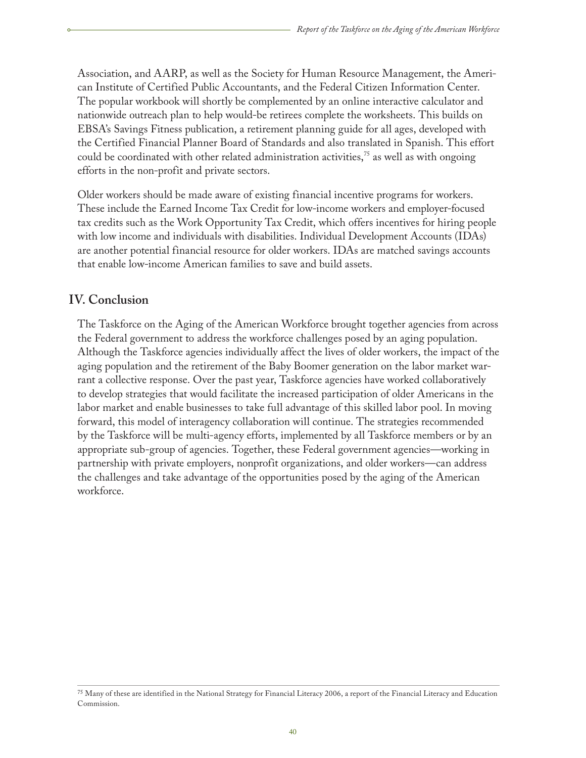Association, and AARP, as well as the Society for Human Resource Management, the American Institute of Certified Public Accountants, and the Federal Citizen Information Center. The popular workbook will shortly be complemented by an online interactive calculator and nationwide outreach plan to help would-be retirees complete the worksheets. This builds on EBSA's Savings Fitness publication, a retirement planning guide for all ages, developed with the Certified Financial Planner Board of Standards and also translated in Spanish. This effort could be coordinated with other related administration activities,[75] as well as with ongoing efforts in the non-profit and private sectors.

Older workers should be made aware of existing financial incentive programs for workers. These include the Earned Income Tax Credit for low-income workers and employer-focused tax credits such as the Work Opportunity Tax Credit, which offers incentives for hiring people with low income and individuals with disabilities. Individual Development Accounts (IDAs) are another potential financial resource for older workers. IDAs are matched savings accounts that enable low-income American families to save and build assets.

## IV. Conclusion

The Taskforce on the Aging of the American Workforce brought together agencies from across the Federal government to address the workforce challenges posed by an aging population. Although the Taskforce agencies individually affect the lives of older workers, the impact of the aging population and the retirement of the Baby Boomer generation on the labor market warrant a collective response. Over the past year, Taskforce agencies have worked collaboratively to develop strategies that would facilitate the increased participation of older Americans in the labor market and enable businesses to take full advantage of this skilled labor pool. In moving forward, this model of interagency collaboration will continue. The strategies recommended by the Taskforce will be multi-agency efforts, implemented by all Taskforce members or by an appropriate sub-group of agencies. Together, these Federal government agencies—working in partnership with private employers, nonprofit organizations, and older workers—can address the challenges and take advantage of the opportunities posed by the aging of the American workforce.

---

[75] Many of these are identified in the National Strategy for Financial Literacy 2006, a report of the Financial Literacy and Education Commission.